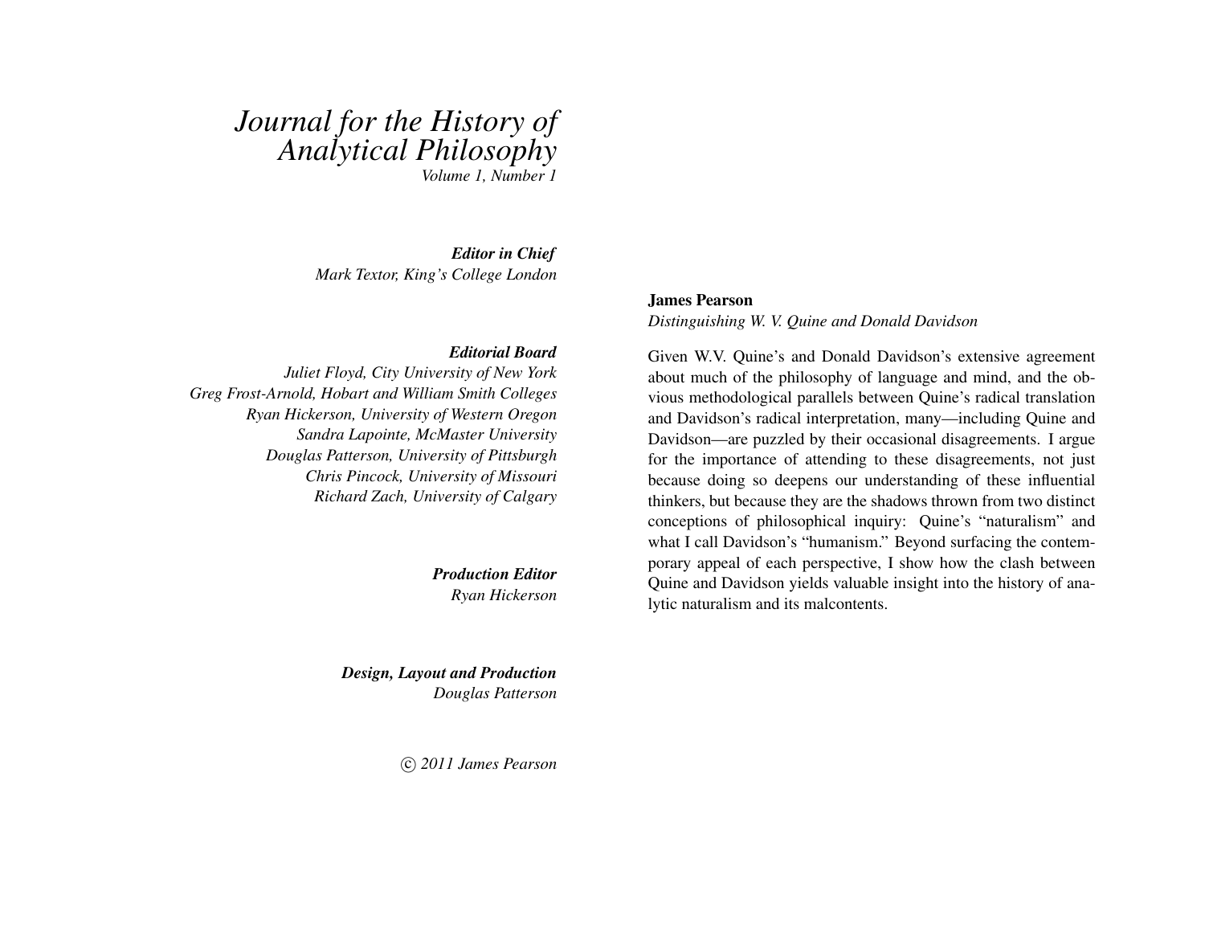# *Journal for the History of Analytical Philosophy*

*Volume 1, Number 1*

***Editor in Chief***
*Mark Textor, King's College London*

***Editorial Board***
*Juliet Floyd, City University of New York*
*Greg Frost-Arnold, Hobart and William Smith Colleges*
*Ryan Hickerson, University of Western Oregon*
*Sandra Lapointe, McMaster University*
*Douglas Patterson, University of Pittsburgh*
*Chris Pincock, University of Missouri*
*Richard Zach, University of Calgary*

***Production Editor***
*Ryan Hickerson*

***Design, Layout and Production***
*Douglas Patterson*

*© 2011 James Pearson*

**James Pearson**
*Distinguishing W. V. Quine and Donald Davidson*

Given W.V. Quine's and Donald Davidson's extensive agreement about much of the philosophy of language and mind, and the obvious methodological parallels between Quine's radical translation and Davidson's radical interpretation, many—including Quine and Davidson—are puzzled by their occasional disagreements. I argue for the importance of attending to these disagreements, not just because doing so deepens our understanding of these influential thinkers, but because they are the shadows thrown from two distinct conceptions of philosophical inquiry: Quine's "naturalism" and what I call Davidson's "humanism." Beyond surfacing the contemporary appeal of each perspective, I show how the clash between Quine and Davidson yields valuable insight into the history of analytic naturalism and its malcontents.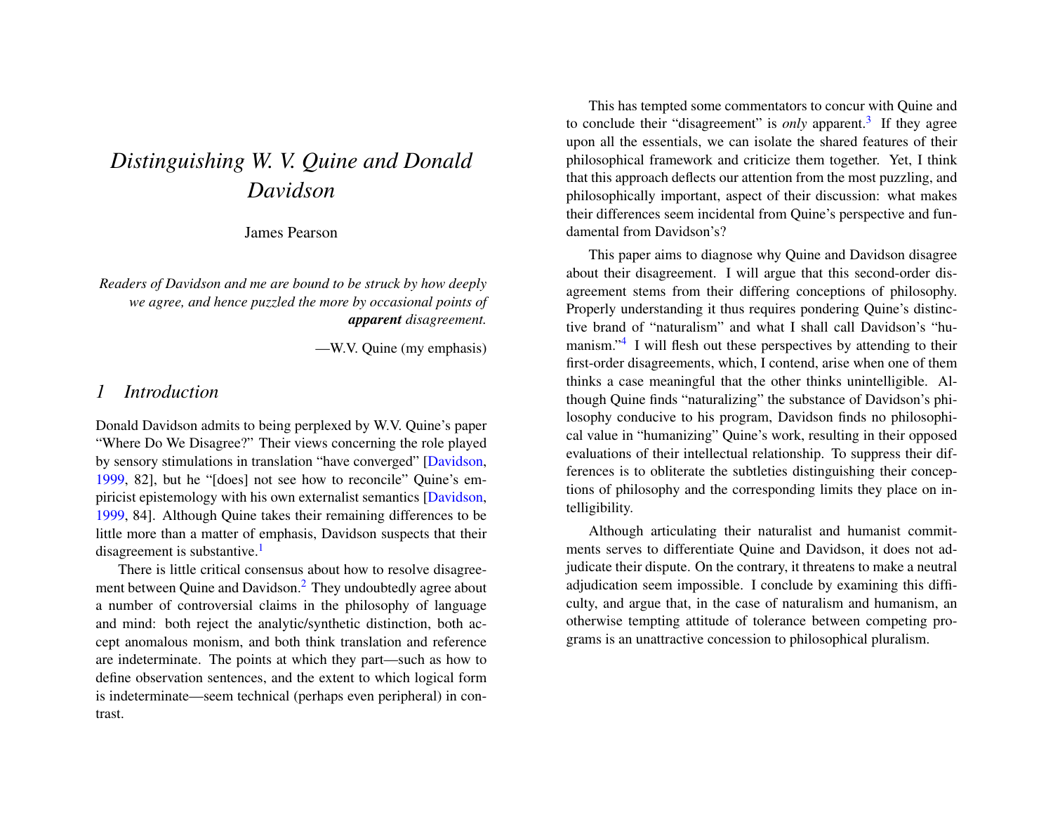# *Distinguishing W. V. Quine and Donald Davidson*

James Pearson

*Readers of Davidson and me are bound to be struck by how deeply we agree, and hence puzzled the more by occasional points of* ***apparent*** *disagreement.*

—W.V. Quine (my emphasis)

## *1 Introduction*

Donald Davidson admits to being perplexed by W.V. Quine's paper "Where Do We Disagree?" Their views concerning the role played by sensory stimulations in translation "have converged" [Davidson, 1999, 82], but he "[does] not see how to reconcile" Quine's empiricist epistemology with his own externalist semantics [Davidson, 1999, 84]. Although Quine takes their remaining differences to be little more than a matter of emphasis, Davidson suspects that their disagreement is substantive.[1]

There is little critical consensus about how to resolve disagreement between Quine and Davidson.[2] They undoubtedly agree about a number of controversial claims in the philosophy of language and mind: both reject the analytic/synthetic distinction, both accept anomalous monism, and both think translation and reference are indeterminate. The points at which they part—such as how to define observation sentences, and the extent to which logical form is indeterminate—seem technical (perhaps even peripheral) in contrast.

This has tempted some commentators to concur with Quine and to conclude their "disagreement" is *only* apparent.[3] If they agree upon all the essentials, we can isolate the shared features of their philosophical framework and criticize them together. Yet, I think that this approach deflects our attention from the most puzzling, and philosophically important, aspect of their discussion: what makes their differences seem incidental from Quine's perspective and fundamental from Davidson's?

This paper aims to diagnose why Quine and Davidson disagree about their disagreement. I will argue that this second-order disagreement stems from their differing conceptions of philosophy. Properly understanding it thus requires pondering Quine's distinctive brand of "naturalism" and what I shall call Davidson's "humanism."[4] I will flesh out these perspectives by attending to their first-order disagreements, which, I contend, arise when one of them thinks a case meaningful that the other thinks unintelligible. Although Quine finds "naturalizing" the substance of Davidson's philosophy conducive to his program, Davidson finds no philosophical value in "humanizing" Quine's work, resulting in their opposed evaluations of their intellectual relationship. To suppress their differences is to obliterate the subtleties distinguishing their conceptions of philosophy and the corresponding limits they place on intelligibility.

Although articulating their naturalist and humanist commitments serves to differentiate Quine and Davidson, it does not adjudicate their dispute. On the contrary, it threatens to make a neutral adjudication seem impossible. I conclude by examining this difficulty, and argue that, in the case of naturalism and humanism, an otherwise tempting attitude of tolerance between competing programs is an unattractive concession to philosophical pluralism.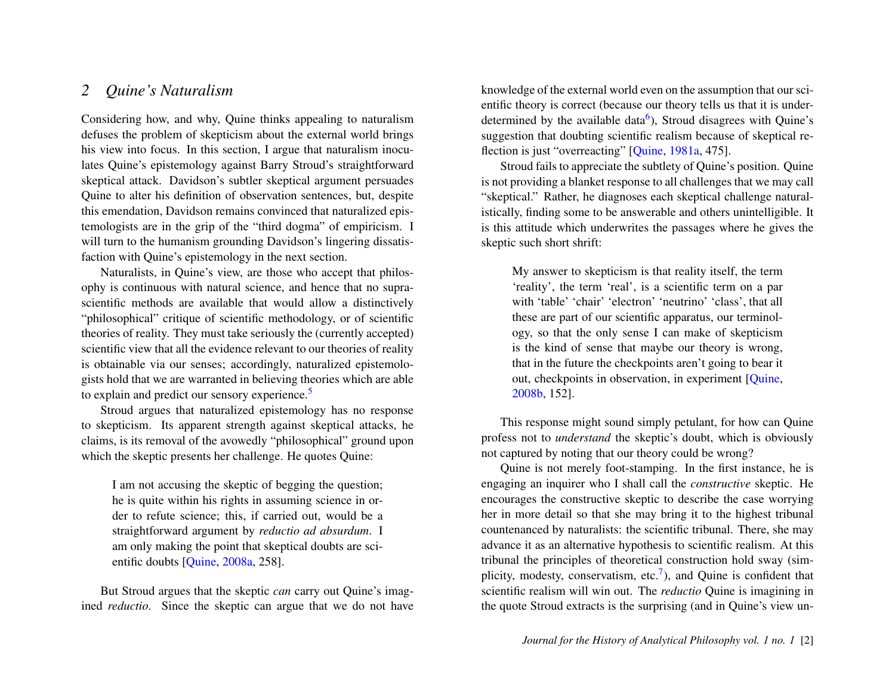## 2 *Quine's Naturalism*

Considering how, and why, Quine thinks appealing to naturalism defuses the problem of skepticism about the external world brings his view into focus. In this section, I argue that naturalism inoculates Quine's epistemology against Barry Stroud's straightforward skeptical attack. Davidson's subtler skeptical argument persuades Quine to alter his definition of observation sentences, but, despite this emendation, Davidson remains convinced that naturalized epistemologists are in the grip of the "third dogma" of empiricism. I will turn to the humanism grounding Davidson's lingering dissatisfaction with Quine's epistemology in the next section.

Naturalists, in Quine's view, are those who accept that philosophy is continuous with natural science, and hence that no suprascientific methods are available that would allow a distinctively "philosophical" critique of scientific methodology, or of scientific theories of reality. They must take seriously the (currently accepted) scientific view that all the evidence relevant to our theories of reality is obtainable via our senses; accordingly, naturalized epistemologists hold that we are warranted in believing theories which are able to explain and predict our sensory experience.[5]

Stroud argues that naturalized epistemology has no response to skepticism. Its apparent strength against skeptical attacks, he claims, is its removal of the avowedly "philosophical" ground upon which the skeptic presents her challenge. He quotes Quine:

> I am not accusing the skeptic of begging the question; he is quite within his rights in assuming science in order to refute science; this, if carried out, would be a straightforward argument by *reductio ad absurdum*. I am only making the point that skeptical doubts are scientific doubts [Quine, 2008a, 258].

But Stroud argues that the skeptic *can* carry out Quine's imagined *reductio*. Since the skeptic can argue that we do not have knowledge of the external world even on the assumption that our scientific theory is correct (because our theory tells us that it is underdetermined by the available data[6]), Stroud disagrees with Quine's suggestion that doubting scientific realism because of skeptical reflection is just "overreacting" [Quine, 1981a, 475].

Stroud fails to appreciate the subtlety of Quine's position. Quine is not providing a blanket response to all challenges that we may call "skeptical." Rather, he diagnoses each skeptical challenge naturalistically, finding some to be answerable and others unintelligible. It is this attitude which underwrites the passages where he gives the skeptic such short shrift:

> My answer to skepticism is that reality itself, the term 'reality', the term 'real', is a scientific term on a par with 'table' 'chair' 'electron' 'neutrino' 'class', that all these are part of our scientific apparatus, our terminology, so that the only sense I can make of skepticism is the kind of sense that maybe our theory is wrong, that in the future the checkpoints aren't going to bear it out, checkpoints in observation, in experiment [Quine, 2008b, 152].

This response might sound simply petulant, for how can Quine profess not to *understand* the skeptic's doubt, which is obviously not captured by noting that our theory could be wrong?

Quine is not merely foot-stamping. In the first instance, he is engaging an inquirer who I shall call the *constructive* skeptic. He encourages the constructive skeptic to describe the case worrying her in more detail so that she may bring it to the highest tribunal countenanced by naturalists: the scientific tribunal. There, she may advance it as an alternative hypothesis to scientific realism. At this tribunal the principles of theoretical construction hold sway (simplicity, modesty, conservatism, etc.[7]), and Quine is confident that scientific realism will win out. The *reductio* Quine is imagining in the quote Stroud extracts is the surprising (and in Quine's view un-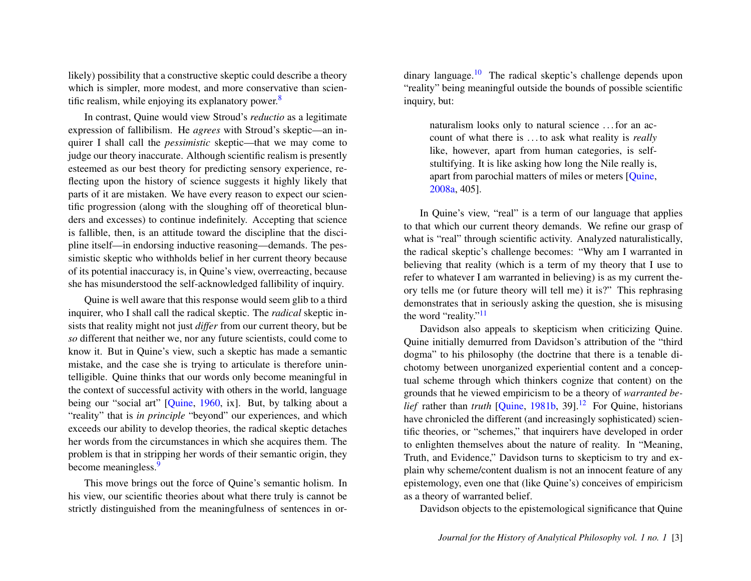likely) possibility that a constructive skeptic could describe a theory which is simpler, more modest, and more conservative than scientific realism, while enjoying its explanatory power.[8]

In contrast, Quine would view Stroud's *reductio* as a legitimate expression of fallibilism. He *agrees* with Stroud's skeptic—an inquirer I shall call the *pessimistic* skeptic—that we may come to judge our theory inaccurate. Although scientific realism is presently esteemed as our best theory for predicting sensory experience, reflecting upon the history of science suggests it highly likely that parts of it are mistaken. We have every reason to expect our scientific progression (along with the sloughing off of theoretical blunders and excesses) to continue indefinitely. Accepting that science is fallible, then, is an attitude toward the discipline that the discipline itself—in endorsing inductive reasoning—demands. The pessimistic skeptic who withholds belief in her current theory because of its potential inaccuracy is, in Quine's view, overreacting, because she has misunderstood the self-acknowledged fallibility of inquiry.

Quine is well aware that this response would seem glib to a third inquirer, who I shall call the radical skeptic. The *radical* skeptic insists that reality might not just *differ* from our current theory, but be *so* different that neither we, nor any future scientists, could come to know it. But in Quine's view, such a skeptic has made a semantic mistake, and the case she is trying to articulate is therefore unintelligible. Quine thinks that our words only become meaningful in the context of successful activity with others in the world, language being our "social art" [Quine, 1960, ix]. But, by talking about a "reality" that is *in principle* "beyond" our experiences, and which exceeds our ability to develop theories, the radical skeptic detaches her words from the circumstances in which she acquires them. The problem is that in stripping her words of their semantic origin, they become meaningless.[9]

This move brings out the force of Quine's semantic holism. In his view, our scientific theories about what there truly is cannot be strictly distinguished from the meaningfulness of sentences in ordinary language.[10] The radical skeptic's challenge depends upon "reality" being meaningful outside the bounds of possible scientific inquiry, but:

> naturalism looks only to natural science . . . for an account of what there is . . . to ask what reality is *really* like, however, apart from human categories, is self-stultifying. It is like asking how long the Nile really is, apart from parochial matters of miles or meters [Quine, 2008a, 405].

In Quine's view, "real" is a term of our language that applies to that which our current theory demands. We refine our grasp of what is "real" through scientific activity. Analyzed naturalistically, the radical skeptic's challenge becomes: "Why am I warranted in believing that reality (which is a term of my theory that I use to refer to whatever I am warranted in believing) is as my current theory tells me (or future theory will tell me) it is?" This rephrasing demonstrates that in seriously asking the question, she is misusing the word "reality."[11]

Davidson also appeals to skepticism when criticizing Quine. Quine initially demurred from Davidson's attribution of the "third dogma" to his philosophy (the doctrine that there is a tenable dichotomy between unorganized experiential content and a conceptual scheme through which thinkers cognize that content) on the grounds that he viewed empiricism to be a theory of *warranted belief* rather than *truth* [Quine, 1981b, 39].[12] For Quine, historians have chronicled the different (and increasingly sophisticated) scientific theories, or "schemes," that inquirers have developed in order to enlighten themselves about the nature of reality. In "Meaning, Truth, and Evidence," Davidson turns to skepticism to try and explain why scheme/content dualism is not an innocent feature of any epistemology, even one that (like Quine's) conceives of empiricism as a theory of warranted belief.

Davidson objects to the epistemological significance that Quine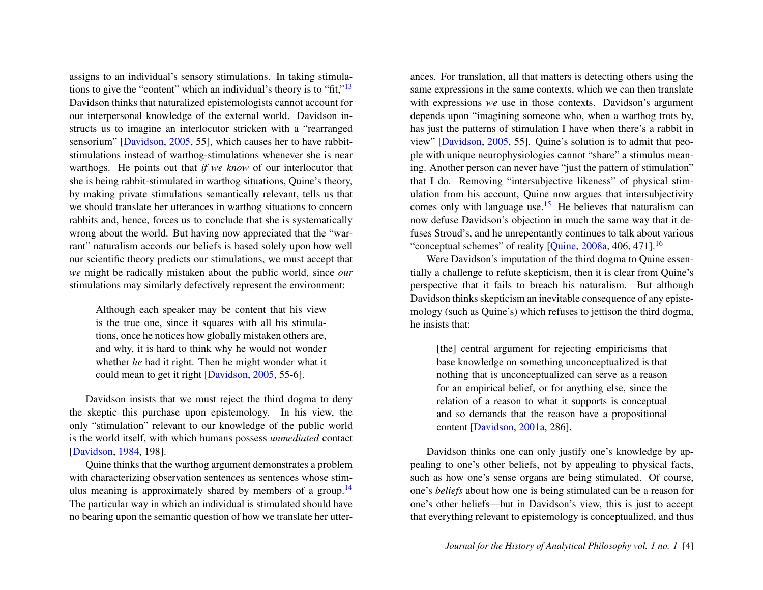assigns to an individual's sensory stimulations. In taking stimulations to give the "content" which an individual's theory is to "fit,"[13] Davidson thinks that naturalized epistemologists cannot account for our interpersonal knowledge of the external world. Davidson instructs us to imagine an interlocutor stricken with a "rearranged sensorium" [Davidson, 2005, 55], which causes her to have rabbit-stimulations instead of warthog-stimulations whenever she is near warthogs. He points out that *if we know* of our interlocutor that she is being rabbit-stimulated in warthog situations, Quine's theory, by making private stimulations semantically relevant, tells us that we should translate her utterances in warthog situations to concern rabbits and, hence, forces us to conclude that she is systematically wrong about the world. But having now appreciated that the "warrant" naturalism accords our beliefs is based solely upon how well our scientific theory predicts our stimulations, we must accept that *we* might be radically mistaken about the public world, since *our* stimulations may similarly defectively represent the environment:

> Although each speaker may be content that his view is the true one, since it squares with all his stimulations, once he notices how globally mistaken others are, and why, it is hard to think why he would not wonder whether *he* had it right. Then he might wonder what it could mean to get it right [Davidson, 2005, 55-6].

Davidson insists that we must reject the third dogma to deny the skeptic this purchase upon epistemology. In his view, the only "stimulation" relevant to our knowledge of the public world is the world itself, with which humans possess *unmediated* contact [Davidson, 1984, 198].

Quine thinks that the warthog argument demonstrates a problem with characterizing observation sentences as sentences whose stimulus meaning is approximately shared by members of a group.[14] The particular way in which an individual is stimulated should have no bearing upon the semantic question of how we translate her utterances. For translation, all that matters is detecting others using the same expressions in the same contexts, which we can then translate with expressions *we* use in those contexts. Davidson's argument depends upon "imagining someone who, when a warthog trots by, has just the patterns of stimulation I have when there's a rabbit in view" [Davidson, 2005, 55]. Quine's solution is to admit that people with unique neurophysiologies cannot "share" a stimulus meaning. Another person can never have "just the pattern of stimulation" that I do. Removing "intersubjective likeness" of physical stimulation from his account, Quine now argues that intersubjectivity comes only with language use.[15] He believes that naturalism can now defuse Davidson's objection in much the same way that it defuses Stroud's, and he unrepentantly continues to talk about various "conceptual schemes" of reality [Quine, 2008a, 406, 471].[16]

Were Davidson's imputation of the third dogma to Quine essentially a challenge to refute skepticism, then it is clear from Quine's perspective that it fails to breach his naturalism. But although Davidson thinks skepticism an inevitable consequence of any epistemology (such as Quine's) which refuses to jettison the third dogma, he insists that:

> [the] central argument for rejecting empiricisms that base knowledge on something unconceptualized is that nothing that is unconceptualized can serve as a reason for an empirical belief, or for anything else, since the relation of a reason to what it supports is conceptual and so demands that the reason have a propositional content [Davidson, 2001a, 286].

Davidson thinks one can only justify one's knowledge by appealing to one's other beliefs, not by appealing to physical facts, such as how one's sense organs are being stimulated. Of course, one's *beliefs* about how one is being stimulated can be a reason for one's other beliefs—but in Davidson's view, this is just to accept that everything relevant to epistemology is conceptualized, and thus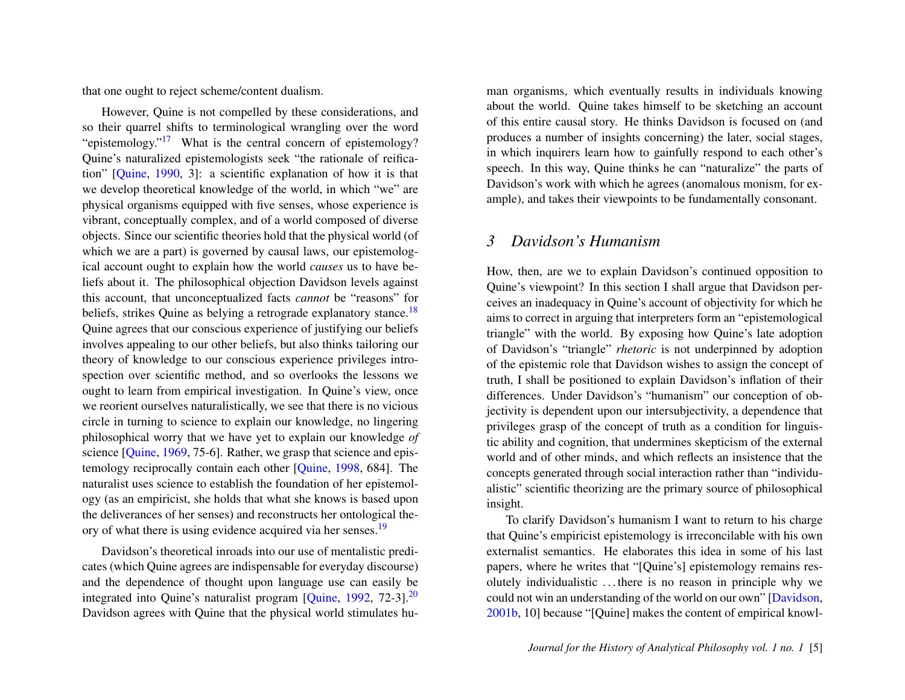that one ought to reject scheme/content dualism.

However, Quine is not compelled by these considerations, and so their quarrel shifts to terminological wrangling over the word "epistemology."[17] What is the central concern of epistemology? Quine's naturalized epistemologists seek "the rationale of reification" [Quine, 1990, 3]: a scientific explanation of how it is that we develop theoretical knowledge of the world, in which "we" are physical organisms equipped with five senses, whose experience is vibrant, conceptually complex, and of a world composed of diverse objects. Since our scientific theories hold that the physical world (of which we are a part) is governed by causal laws, our epistemological account ought to explain how the world *causes* us to have beliefs about it. The philosophical objection Davidson levels against this account, that unconceptualized facts *cannot* be "reasons" for beliefs, strikes Quine as belying a retrograde explanatory stance.[18] Quine agrees that our conscious experience of justifying our beliefs involves appealing to our other beliefs, but also thinks tailoring our theory of knowledge to our conscious experience privileges introspection over scientific method, and so overlooks the lessons we ought to learn from empirical investigation. In Quine's view, once we reorient ourselves naturalistically, we see that there is no vicious circle in turning to science to explain our knowledge, no lingering philosophical worry that we have yet to explain our knowledge *of* science [Quine, 1969, 75-6]. Rather, we grasp that science and epistemology reciprocally contain each other [Quine, 1998, 684]. The naturalist uses science to establish the foundation of her epistemology (as an empiricist, she holds that what she knows is based upon the deliverances of her senses) and reconstructs her ontological theory of what there is using evidence acquired via her senses.[19]

Davidson's theoretical inroads into our use of mentalistic predicates (which Quine agrees are indispensable for everyday discourse) and the dependence of thought upon language use can easily be integrated into Quine's naturalist program [Quine, 1992, 72-3].[20] Davidson agrees with Quine that the physical world stimulates human organisms, which eventually results in individuals knowing about the world. Quine takes himself to be sketching an account of this entire causal story. He thinks Davidson is focused on (and produces a number of insights concerning) the later, social stages, in which inquirers learn how to gainfully respond to each other's speech. In this way, Quine thinks he can "naturalize" the parts of Davidson's work with which he agrees (anomalous monism, for example), and takes their viewpoints to be fundamentally consonant.

## 3 Davidson's Humanism

How, then, are we to explain Davidson's continued opposition to Quine's viewpoint? In this section I shall argue that Davidson perceives an inadequacy in Quine's account of objectivity for which he aims to correct in arguing that interpreters form an "epistemological triangle" with the world. By exposing how Quine's late adoption of Davidson's "triangle" *rhetoric* is not underpinned by adoption of the epistemic role that Davidson wishes to assign the concept of truth, I shall be positioned to explain Davidson's inflation of their differences. Under Davidson's "humanism" our conception of objectivity is dependent upon our intersubjectivity, a dependence that privileges grasp of the concept of truth as a condition for linguistic ability and cognition, that undermines skepticism of the external world and of other minds, and which reflects an insistence that the concepts generated through social interaction rather than "individualistic" scientific theorizing are the primary source of philosophical insight.

To clarify Davidson's humanism I want to return to his charge that Quine's empiricist epistemology is irreconcilable with his own externalist semantics. He elaborates this idea in some of his last papers, where he writes that "[Quine's] epistemology remains resolutely individualistic ... there is no reason in principle why we could not win an understanding of the world on our own" [Davidson, 2001b, 10] because "[Quine] makes the content of empirical knowl-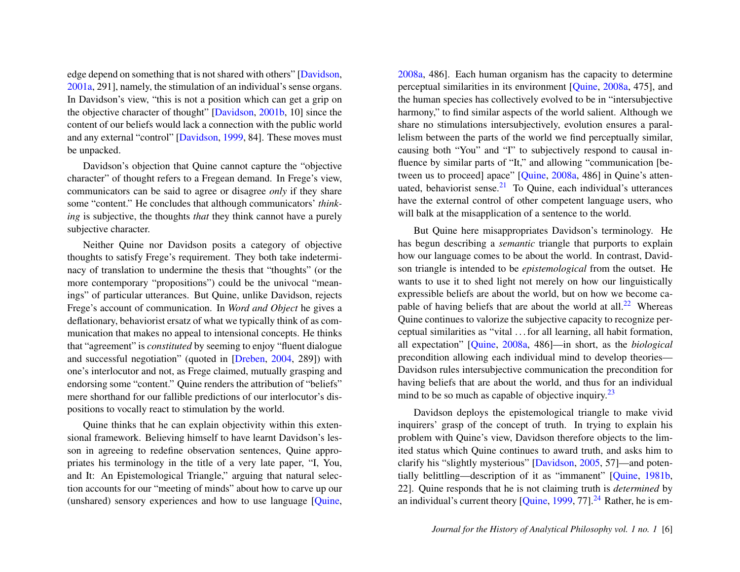edge depend on something that is not shared with others" [Davidson, 2001a, 291], namely, the stimulation of an individual's sense organs. In Davidson's view, "this is not a position which can get a grip on the objective character of thought" [Davidson, 2001b, 10] since the content of our beliefs would lack a connection with the public world and any external "control" [Davidson, 1999, 84]. These moves must be unpacked.

Davidson's objection that Quine cannot capture the "objective character" of thought refers to a Fregean demand. In Frege's view, communicators can be said to agree or disagree *only* if they share some "content." He concludes that although communicators' *thinking* is subjective, the thoughts *that* they think cannot have a purely subjective character.

Neither Quine nor Davidson posits a category of objective thoughts to satisfy Frege's requirement. They both take indeterminacy of translation to undermine the thesis that "thoughts" (or the more contemporary "propositions") could be the univocal "meanings" of particular utterances. But Quine, unlike Davidson, rejects Frege's account of communication. In *Word and Object* he gives a deflationary, behaviorist ersatz of what we typically think of as communication that makes no appeal to intensional concepts. He thinks that "agreement" is *constituted* by seeming to enjoy "fluent dialogue and successful negotiation" (quoted in [Dreben, 2004, 289]) with one's interlocutor and not, as Frege claimed, mutually grasping and endorsing some "content." Quine renders the attribution of "beliefs" mere shorthand for our fallible predictions of our interlocutor's dispositions to vocally react to stimulation by the world.

Quine thinks that he can explain objectivity within this extensional framework. Believing himself to have learnt Davidson's lesson in agreeing to redefine observation sentences, Quine appropriates his terminology in the title of a very late paper, "I, You, and It: An Epistemological Triangle," arguing that natural selection accounts for our "meeting of minds" about how to carve up our (unshared) sensory experiences and how to use language [Quine, 2008a, 486]. Each human organism has the capacity to determine perceptual similarities in its environment [Quine, 2008a, 475], and the human species has collectively evolved to be in "intersubjective harmony," to find similar aspects of the world salient. Although we share no stimulations intersubjectively, evolution ensures a parallelism between the parts of the world we find perceptually similar, causing both "You" and "I" to subjectively respond to causal influence by similar parts of "It," and allowing "communication [between us to proceed] apace" [Quine, 2008a, 486] in Quine's attenuated, behaviorist sense.[21] To Quine, each individual's utterances have the external control of other competent language users, who will balk at the misapplication of a sentence to the world.

But Quine here misappropriates Davidson's terminology. He has begun describing a *semantic* triangle that purports to explain how our language comes to be about the world. In contrast, Davidson triangle is intended to be *epistemological* from the outset. He wants to use it to shed light not merely on how our linguistically expressible beliefs are about the world, but on how we become capable of having beliefs that are about the world at all.[22] Whereas Quine continues to valorize the subjective capacity to recognize perceptual similarities as "vital . . . for all learning, all habit formation, all expectation" [Quine, 2008a, 486]—in short, as the *biological* precondition allowing each individual mind to develop theories—Davidson rules intersubjective communication the precondition for having beliefs that are about the world, and thus for an individual mind to be so much as capable of objective inquiry.[23]

Davidson deploys the epistemological triangle to make vivid inquirers' grasp of the concept of truth. In trying to explain his problem with Quine's view, Davidson therefore objects to the limited status which Quine continues to award truth, and asks him to clarify his "slightly mysterious" [Davidson, 2005, 57]—and potentially belittling—description of it as "immanent" [Quine, 1981b, 22]. Quine responds that he is not claiming truth is *determined* by an individual's current theory [Quine, 1999, 77].[24] Rather, he is em-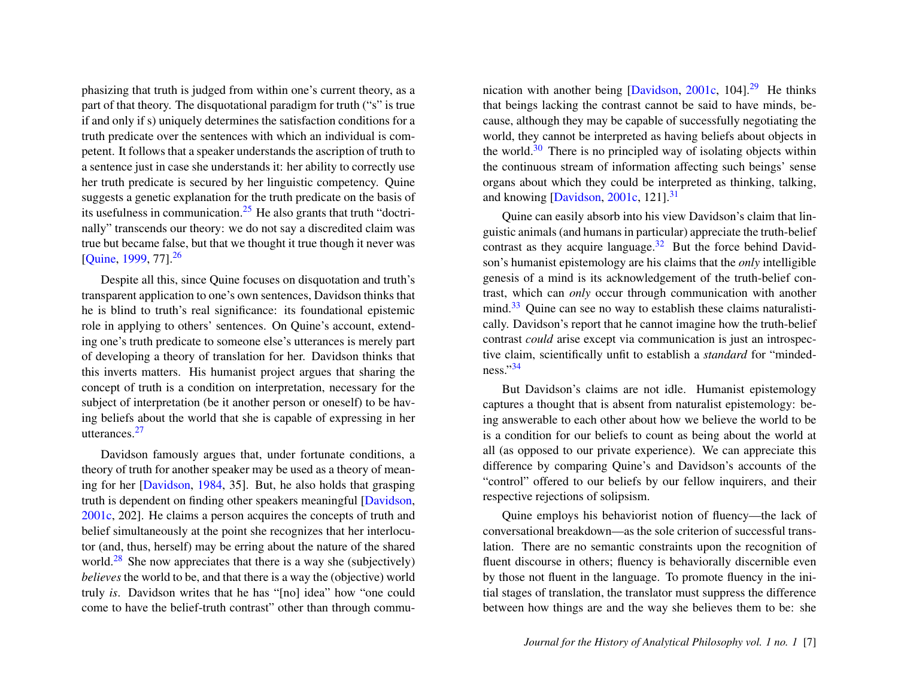phasizing that truth is judged from within one's current theory, as a part of that theory. The disquotational paradigm for truth ("s" is true if and only if s) uniquely determines the satisfaction conditions for a truth predicate over the sentences with which an individual is competent. It follows that a speaker understands the ascription of truth to a sentence just in case she understands it: her ability to correctly use her truth predicate is secured by her linguistic competency. Quine suggests a genetic explanation for the truth predicate on the basis of its usefulness in communication.[25] He also grants that truth "doctrinally" transcends our theory: we do not say a discredited claim was true but became false, but that we thought it true though it never was [Quine, 1999, 77].[26]

Despite all this, since Quine focuses on disquotation and truth's transparent application to one's own sentences, Davidson thinks that he is blind to truth's real significance: its foundational epistemic role in applying to others' sentences. On Quine's account, extending one's truth predicate to someone else's utterances is merely part of developing a theory of translation for her. Davidson thinks that this inverts matters. His humanist project argues that sharing the concept of truth is a condition on interpretation, necessary for the subject of interpretation (be it another person or oneself) to be having beliefs about the world that she is capable of expressing in her utterances.[27]

Davidson famously argues that, under fortunate conditions, a theory of truth for another speaker may be used as a theory of meaning for her [Davidson, 1984, 35]. But, he also holds that grasping truth is dependent on finding other speakers meaningful [Davidson, 2001c, 202]. He claims a person acquires the concepts of truth and belief simultaneously at the point she recognizes that her interlocutor (and, thus, herself) may be erring about the nature of the shared world.[28] She now appreciates that there is a way she (subjectively) *believes* the world to be, and that there is a way the (objective) world truly *is*. Davidson writes that he has "[no] idea" how "one could come to have the belief-truth contrast" other than through communication with another being [Davidson, 2001c, 104].[29] He thinks that beings lacking the contrast cannot be said to have minds, because, although they may be capable of successfully negotiating the world, they cannot be interpreted as having beliefs about objects in the world.[30] There is no principled way of isolating objects within the continuous stream of information affecting such beings' sense organs about which they could be interpreted as thinking, talking, and knowing [Davidson, 2001c, 121].[31]

Quine can easily absorb into his view Davidson's claim that linguistic animals (and humans in particular) appreciate the truth-belief contrast as they acquire language.[32] But the force behind Davidson's humanist epistemology are his claims that the *only* intelligible genesis of a mind is its acknowledgement of the truth-belief contrast, which can *only* occur through communication with another mind.[33] Quine can see no way to establish these claims naturalistically. Davidson's report that he cannot imagine how the truth-belief contrast *could* arise except via communication is just an introspective claim, scientifically unfit to establish a *standard* for "mindedness."[34]

But Davidson's claims are not idle. Humanist epistemology captures a thought that is absent from naturalist epistemology: being answerable to each other about how we believe the world to be is a condition for our beliefs to count as being about the world at all (as opposed to our private experience). We can appreciate this difference by comparing Quine's and Davidson's accounts of the "control" offered to our beliefs by our fellow inquirers, and their respective rejections of solipsism.

Quine employs his behaviorist notion of fluency—the lack of conversational breakdown—as the sole criterion of successful translation. There are no semantic constraints upon the recognition of fluent discourse in others; fluency is behaviorally discernible even by those not fluent in the language. To promote fluency in the initial stages of translation, the translator must suppress the difference between how things are and the way she believes them to be: she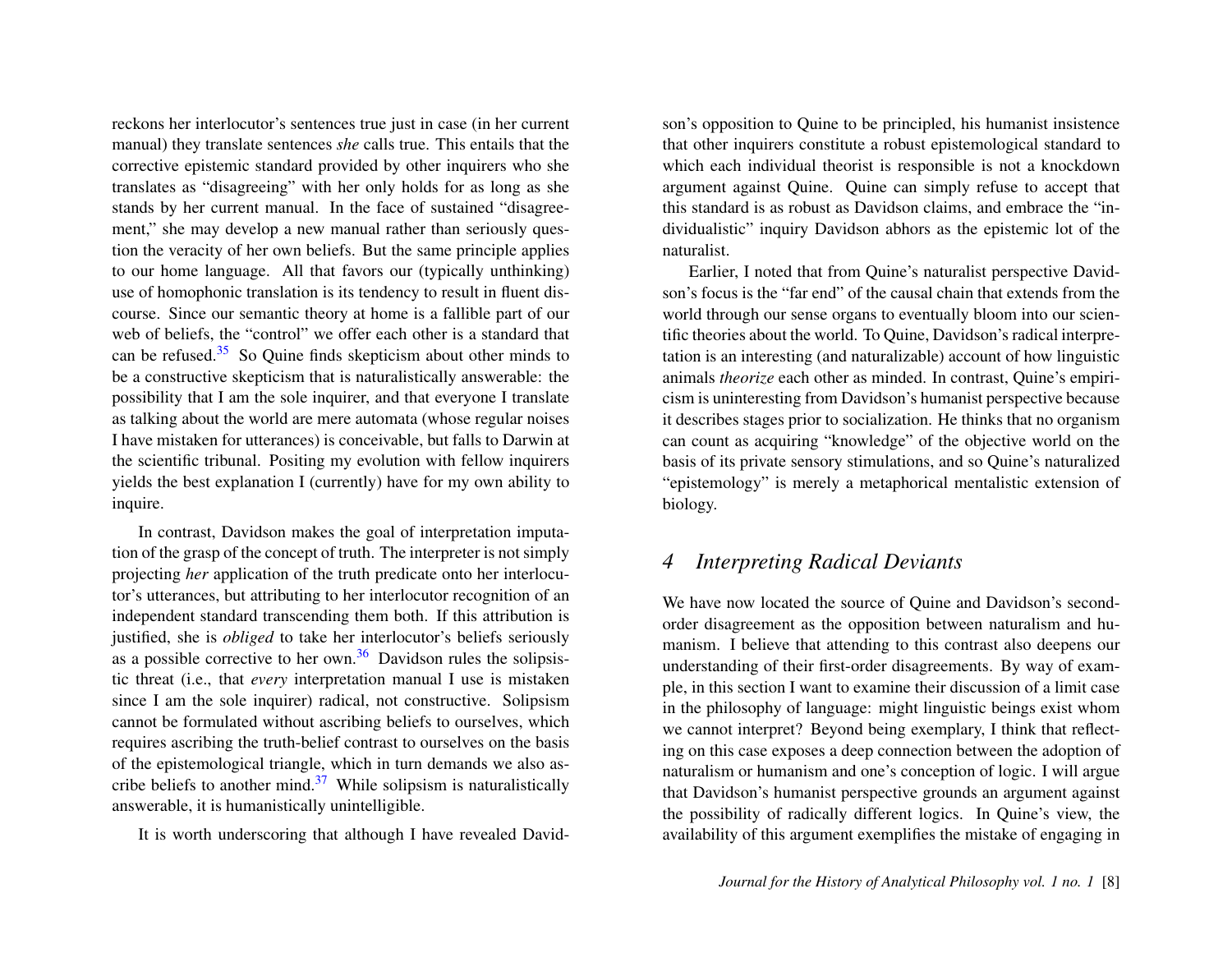reckons her interlocutor's sentences true just in case (in her current manual) they translate sentences *she* calls true. This entails that the corrective epistemic standard provided by other inquirers who she translates as "disagreeing" with her only holds for as long as she stands by her current manual. In the face of sustained "disagreement," she may develop a new manual rather than seriously question the veracity of her own beliefs. But the same principle applies to our home language. All that favors our (typically unthinking) use of homophonic translation is its tendency to result in fluent discourse. Since our semantic theory at home is a fallible part of our web of beliefs, the "control" we offer each other is a standard that can be refused.[35] So Quine finds skepticism about other minds to be a constructive skepticism that is naturalistically answerable: the possibility that I am the sole inquirer, and that everyone I translate as talking about the world are mere automata (whose regular noises I have mistaken for utterances) is conceivable, but falls to Darwin at the scientific tribunal. Positing my evolution with fellow inquirers yields the best explanation I (currently) have for my own ability to inquire.

In contrast, Davidson makes the goal of interpretation imputation of the grasp of the concept of truth. The interpreter is not simply projecting *her* application of the truth predicate onto her interlocutor's utterances, but attributing to her interlocutor recognition of an independent standard transcending them both. If this attribution is justified, she is *obliged* to take her interlocutor's beliefs seriously as a possible corrective to her own.[36] Davidson rules the solipsistic threat (i.e., that *every* interpretation manual I use is mistaken since I am the sole inquirer) radical, not constructive. Solipsism cannot be formulated without ascribing beliefs to ourselves, which requires ascribing the truth-belief contrast to ourselves on the basis of the epistemological triangle, which in turn demands we also ascribe beliefs to another mind.[37] While solipsism is naturalistically answerable, it is humanistically unintelligible.

It is worth underscoring that although I have revealed Davidson's opposition to Quine to be principled, his humanist insistence that other inquirers constitute a robust epistemological standard to which each individual theorist is responsible is not a knockdown argument against Quine. Quine can simply refuse to accept that this standard is as robust as Davidson claims, and embrace the "individualistic" inquiry Davidson abhors as the epistemic lot of the naturalist.

Earlier, I noted that from Quine's naturalist perspective Davidson's focus is the "far end" of the causal chain that extends from the world through our sense organs to eventually bloom into our scientific theories about the world. To Quine, Davidson's radical interpretation is an interesting (and naturalizable) account of how linguistic animals *theorize* each other as minded. In contrast, Quine's empiricism is uninteresting from Davidson's humanist perspective because it describes stages prior to socialization. He thinks that no organism can count as acquiring "knowledge" of the objective world on the basis of its private sensory stimulations, and so Quine's naturalized "epistemology" is merely a metaphorical mentalistic extension of biology.

## 4 *Interpreting Radical Deviants*

We have now located the source of Quine and Davidson's second-order disagreement as the opposition between naturalism and humanism. I believe that attending to this contrast also deepens our understanding of their first-order disagreements. By way of example, in this section I want to examine their discussion of a limit case in the philosophy of language: might linguistic beings exist whom we cannot interpret? Beyond being exemplary, I think that reflecting on this case exposes a deep connection between the adoption of naturalism or humanism and one's conception of logic. I will argue that Davidson's humanist perspective grounds an argument against the possibility of radically different logics. In Quine's view, the availability of this argument exemplifies the mistake of engaging in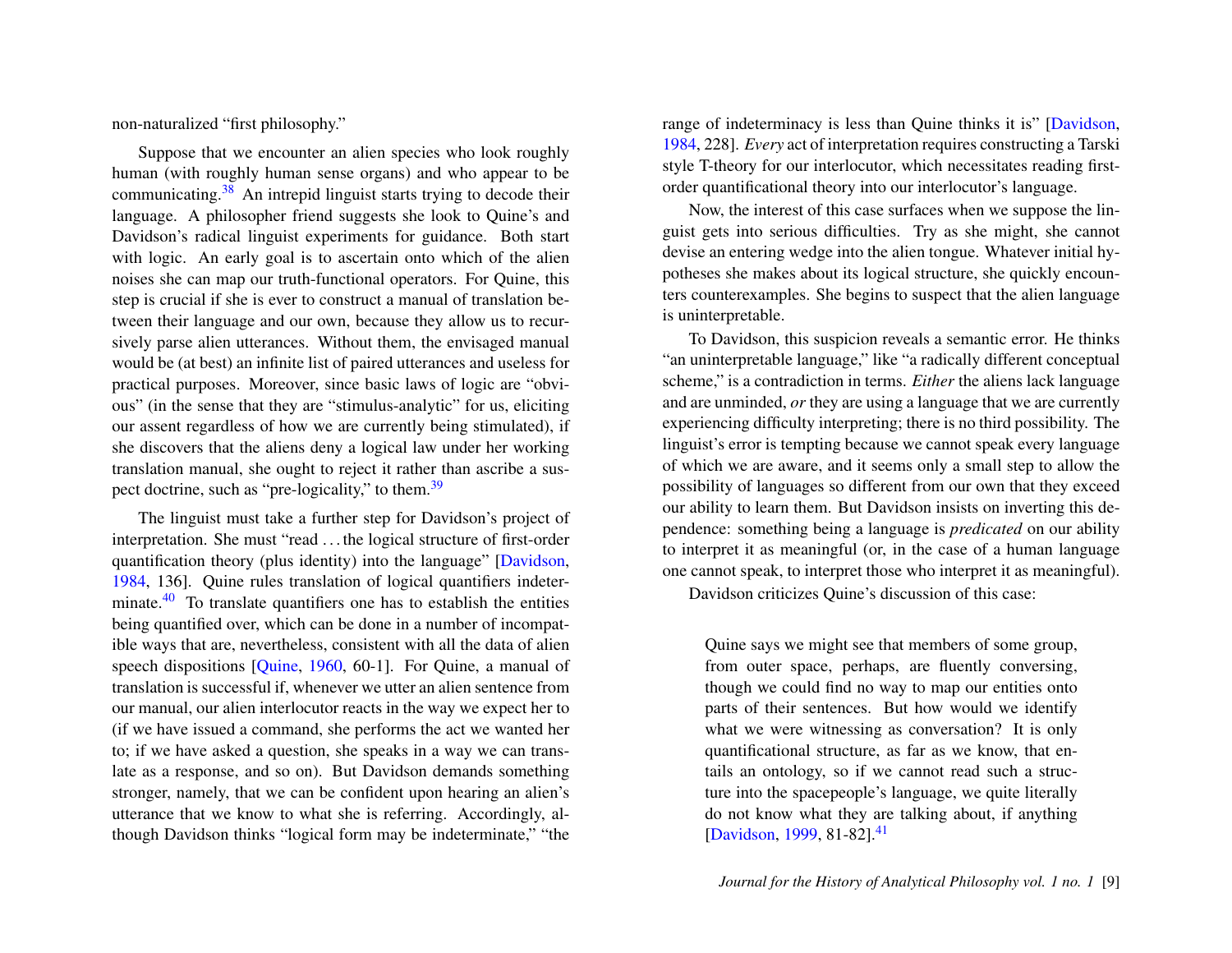non-naturalized "first philosophy."

Suppose that we encounter an alien species who look roughly human (with roughly human sense organs) and who appear to be communicating.[38] An intrepid linguist starts trying to decode their language. A philosopher friend suggests she look to Quine's and Davidson's radical linguist experiments for guidance. Both start with logic. An early goal is to ascertain onto which of the alien noises she can map our truth-functional operators. For Quine, this step is crucial if she is ever to construct a manual of translation between their language and our own, because they allow us to recursively parse alien utterances. Without them, the envisaged manual would be (at best) an infinite list of paired utterances and useless for practical purposes. Moreover, since basic laws of logic are "obvious" (in the sense that they are "stimulus-analytic" for us, eliciting our assent regardless of how we are currently being stimulated), if she discovers that the aliens deny a logical law under her working translation manual, she ought to reject it rather than ascribe a suspect doctrine, such as "pre-logicality," to them.[39]

The linguist must take a further step for Davidson's project of interpretation. She must "read . . . the logical structure of first-order quantification theory (plus identity) into the language" [Davidson, 1984, 136]. Quine rules translation of logical quantifiers indeterminate.[40] To translate quantifiers one has to establish the entities being quantified over, which can be done in a number of incompatible ways that are, nevertheless, consistent with all the data of alien speech dispositions [Quine, 1960, 60-1]. For Quine, a manual of translation is successful if, whenever we utter an alien sentence from our manual, our alien interlocutor reacts in the way we expect her to (if we have issued a command, she performs the act we wanted her to; if we have asked a question, she speaks in a way we can translate as a response, and so on). But Davidson demands something stronger, namely, that we can be confident upon hearing an alien's utterance that we know to what she is referring. Accordingly, although Davidson thinks "logical form may be indeterminate," "the range of indeterminacy is less than Quine thinks it is" [Davidson, 1984, 228]. *Every* act of interpretation requires constructing a Tarski style T-theory for our interlocutor, which necessitates reading first-order quantificational theory into our interlocutor's language.

Now, the interest of this case surfaces when we suppose the linguist gets into serious difficulties. Try as she might, she cannot devise an entering wedge into the alien tongue. Whatever initial hypotheses she makes about its logical structure, she quickly encounters counterexamples. She begins to suspect that the alien language is uninterpretable.

To Davidson, this suspicion reveals a semantic error. He thinks "an uninterpretable language," like "a radically different conceptual scheme," is a contradiction in terms. *Either* the aliens lack language and are unminded, *or* they are using a language that we are currently experiencing difficulty interpreting; there is no third possibility. The linguist's error is tempting because we cannot speak every language of which we are aware, and it seems only a small step to allow the possibility of languages so different from our own that they exceed our ability to learn them. But Davidson insists on inverting this dependence: something being a language is *predicated* on our ability to interpret it as meaningful (or, in the case of a human language one cannot speak, to interpret those who interpret it as meaningful).

Davidson criticizes Quine's discussion of this case:

> Quine says we might see that members of some group, from outer space, perhaps, are fluently conversing, though we could find no way to map our entities onto parts of their sentences. But how would we identify what we were witnessing as conversation? It is only quantificational structure, as far as we know, that entails an ontology, so if we cannot read such a structure into the spacepeople's language, we quite literally do not know what they are talking about, if anything [Davidson, 1999, 81-82].[41]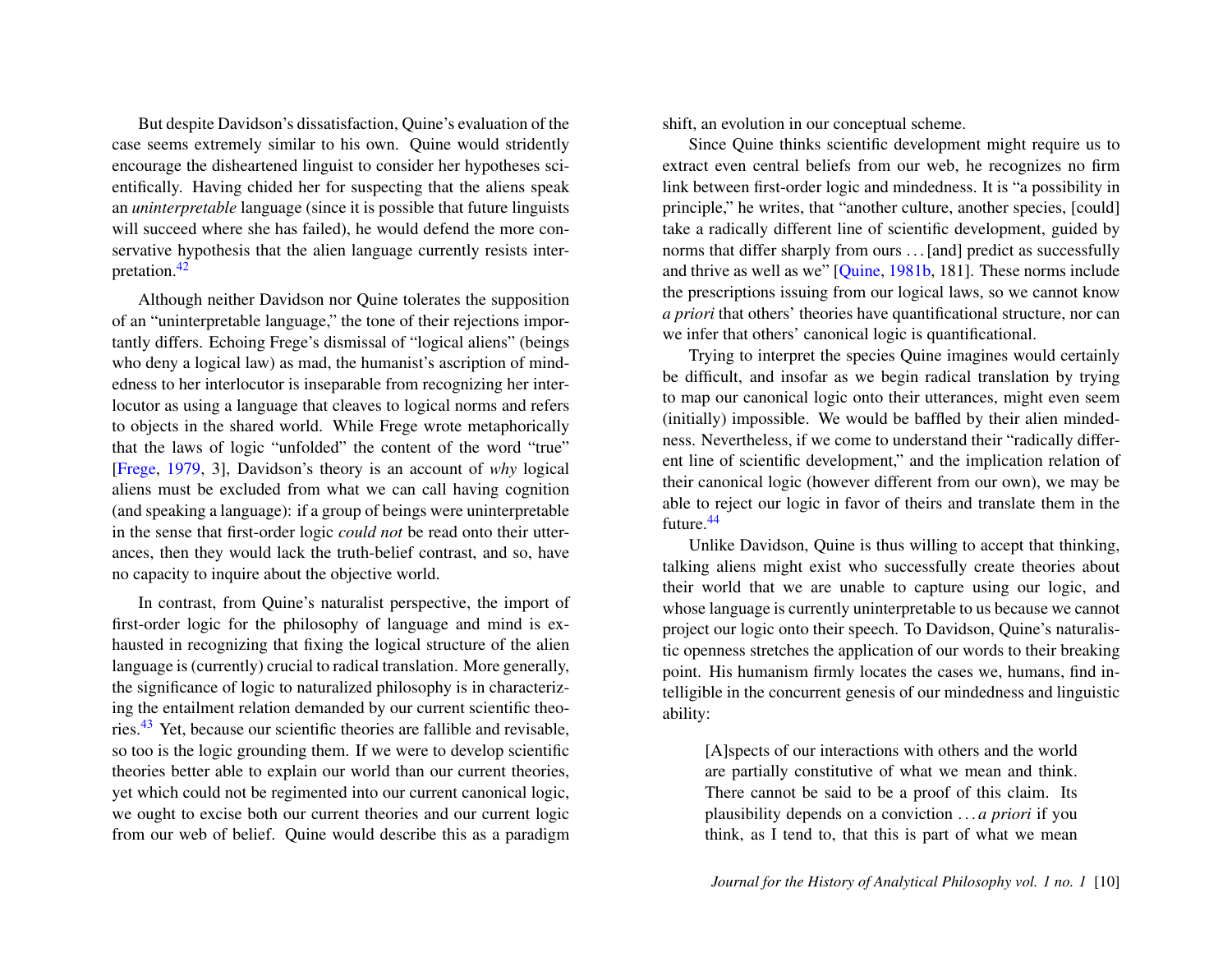But despite Davidson's dissatisfaction, Quine's evaluation of the case seems extremely similar to his own. Quine would stridently encourage the disheartened linguist to consider her hypotheses scientifically. Having chided her for suspecting that the aliens speak an *uninterpretable* language (since it is possible that future linguists will succeed where she has failed), he would defend the more conservative hypothesis that the alien language currently resists interpretation.[42]

Although neither Davidson nor Quine tolerates the supposition of an "uninterpretable language," the tone of their rejections importantly differs. Echoing Frege's dismissal of "logical aliens" (beings who deny a logical law) as mad, the humanist's ascription of mindedness to her interlocutor is inseparable from recognizing her interlocutor as using a language that cleaves to logical norms and refers to objects in the shared world. While Frege wrote metaphorically that the laws of logic "unfolded" the content of the word "true" [Frege, 1979, 3], Davidson's theory is an account of *why* logical aliens must be excluded from what we can call having cognition (and speaking a language): if a group of beings were uninterpretable in the sense that first-order logic *could not* be read onto their utterances, then they would lack the truth-belief contrast, and so, have no capacity to inquire about the objective world.

In contrast, from Quine's naturalist perspective, the import of first-order logic for the philosophy of language and mind is exhausted in recognizing that fixing the logical structure of the alien language is (currently) crucial to radical translation. More generally, the significance of logic to naturalized philosophy is in characterizing the entailment relation demanded by our current scientific theories.[43] Yet, because our scientific theories are fallible and revisable, so too is the logic grounding them. If we were to develop scientific theories better able to explain our world than our current theories, yet which could not be regimented into our current canonical logic, we ought to excise both our current theories and our current logic from our web of belief. Quine would describe this as a paradigm shift, an evolution in our conceptual scheme.

Since Quine thinks scientific development might require us to extract even central beliefs from our web, he recognizes no firm link between first-order logic and mindedness. It is "a possibility in principle," he writes, that "another culture, another species, [could] take a radically different line of scientific development, guided by norms that differ sharply from ours ... [and] predict as successfully and thrive as well as we" [Quine, 1981b, 181]. These norms include the prescriptions issuing from our logical laws, so we cannot know *a priori* that others' theories have quantificational structure, nor can we infer that others' canonical logic is quantificational.

Trying to interpret the species Quine imagines would certainly be difficult, and insofar as we begin radical translation by trying to map our canonical logic onto their utterances, might even seem (initially) impossible. We would be baffled by their alien mindedness. Nevertheless, if we come to understand their "radically different line of scientific development," and the implication relation of their canonical logic (however different from our own), we may be able to reject our logic in favor of theirs and translate them in the future.[44]

Unlike Davidson, Quine is thus willing to accept that thinking, talking aliens might exist who successfully create theories about their world that we are unable to capture using our logic, and whose language is currently uninterpretable to us because we cannot project our logic onto their speech. To Davidson, Quine's naturalistic openness stretches the application of our words to their breaking point. His humanism firmly locates the cases we, humans, find intelligible in the concurrent genesis of our mindedness and linguistic ability:

> [A]spects of our interactions with others and the world are partially constitutive of what we mean and think. There cannot be said to be a proof of this claim. Its plausibility depends on a conviction ... *a priori* if you think, as I tend to, that this is part of what we mean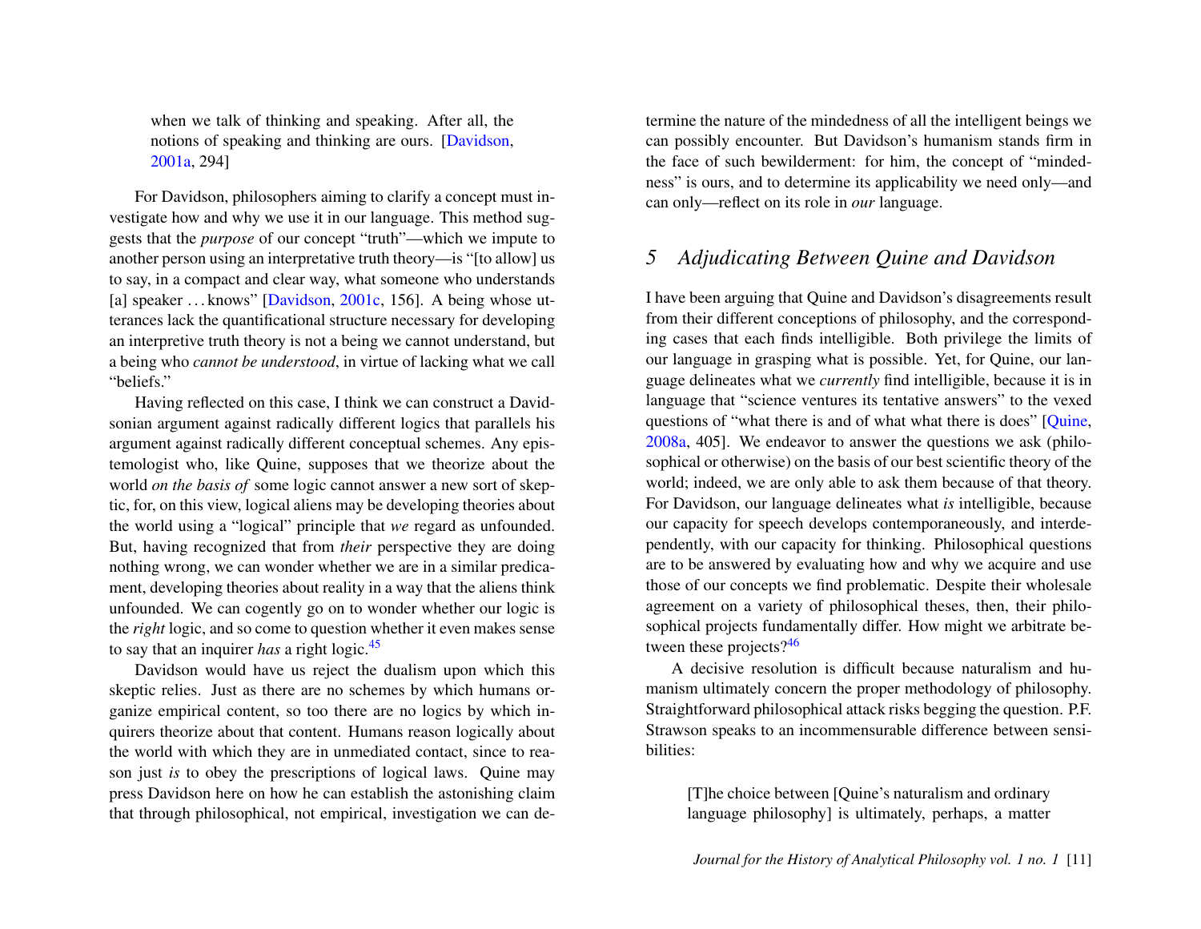when we talk of thinking and speaking. After all, the notions of speaking and thinking are ours. [Davidson, 2001a, 294]

For Davidson, philosophers aiming to clarify a concept must investigate how and why we use it in our language. This method suggests that the *purpose* of our concept "truth"—which we impute to another person using an interpretative truth theory—is "[to allow] us to say, in a compact and clear way, what someone who understands [a] speaker . . . knows" [Davidson, 2001c, 156]. A being whose utterances lack the quantificational structure necessary for developing an interpretive truth theory is not a being we cannot understand, but a being who *cannot be understood*, in virtue of lacking what we call "beliefs."

Having reflected on this case, I think we can construct a Davidsonian argument against radically different logics that parallels his argument against radically different conceptual schemes. Any epistemologist who, like Quine, supposes that we theorize about the world *on the basis of* some logic cannot answer a new sort of skeptic, for, on this view, logical aliens may be developing theories about the world using a "logical" principle that *we* regard as unfounded. But, having recognized that from *their* perspective they are doing nothing wrong, we can wonder whether we are in a similar predicament, developing theories about reality in a way that the aliens think unfounded. We can cogently go on to wonder whether our logic is the *right* logic, and so come to question whether it even makes sense to say that an inquirer *has* a right logic.[45]

Davidson would have us reject the dualism upon which this skeptic relies. Just as there are no schemes by which humans organize empirical content, so too there are no logics by which inquirers theorize about that content. Humans reason logically about the world with which they are in unmediated contact, since to reason just *is* to obey the prescriptions of logical laws. Quine may press Davidson here on how he can establish the astonishing claim that through philosophical, not empirical, investigation we can determine the nature of the mindedness of all the intelligent beings we can possibly encounter. But Davidson's humanism stands firm in the face of such bewilderment: for him, the concept of "mindedness" is ours, and to determine its applicability we need only—and can only—reflect on its role in *our* language.

## 5 Adjudicating Between Quine and Davidson

I have been arguing that Quine and Davidson's disagreements result from their different conceptions of philosophy, and the corresponding cases that each finds intelligible. Both privilege the limits of our language in grasping what is possible. Yet, for Quine, our language delineates what we *currently* find intelligible, because it is in language that "science ventures its tentative answers" to the vexed questions of "what there is and of what what there is does" [Quine, 2008a, 405]. We endeavor to answer the questions we ask (philosophical or otherwise) on the basis of our best scientific theory of the world; indeed, we are only able to ask them because of that theory. For Davidson, our language delineates what *is* intelligible, because our capacity for speech develops contemporaneously, and interdependently, with our capacity for thinking. Philosophical questions are to be answered by evaluating how and why we acquire and use those of our concepts we find problematic. Despite their wholesale agreement on a variety of philosophical theses, then, their philosophical projects fundamentally differ. How might we arbitrate between these projects?[46]

A decisive resolution is difficult because naturalism and humanism ultimately concern the proper methodology of philosophy. Straightforward philosophical attack risks begging the question. P.F. Strawson speaks to an incommensurable difference between sensibilities:

> [T]he choice between [Quine's naturalism and ordinary language philosophy] is ultimately, perhaps, a matter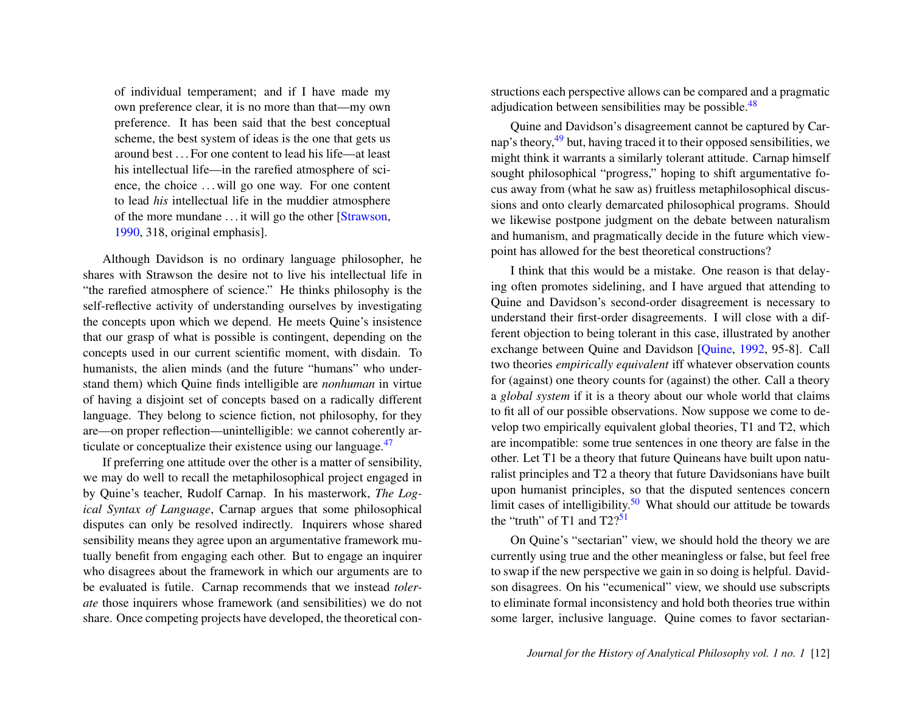> of individual temperament; and if I have made my own preference clear, it is no more than that—my own preference. It has been said that the best conceptual scheme, the best system of ideas is the one that gets us around best . . . For one content to lead his life—at least his intellectual life—in the rarefied atmosphere of science, the choice . . . will go one way. For one content to lead *his* intellectual life in the muddier atmosphere of the more mundane . . . it will go the other [Strawson, 1990, 318, original emphasis].

Although Davidson is no ordinary language philosopher, he shares with Strawson the desire not to live his intellectual life in "the rarefied atmosphere of science." He thinks philosophy is the self-reflective activity of understanding ourselves by investigating the concepts upon which we depend. He meets Quine's insistence that our grasp of what is possible is contingent, depending on the concepts used in our current scientific moment, with disdain. To humanists, the alien minds (and the future "humans" who understand them) which Quine finds intelligible are *nonhuman* in virtue of having a disjoint set of concepts based on a radically different language. They belong to science fiction, not philosophy, for they are—on proper reflection—unintelligible: we cannot coherently articulate or conceptualize their existence using our language.[47]

If preferring one attitude over the other is a matter of sensibility, we may do well to recall the metaphilosophical project engaged in by Quine's teacher, Rudolf Carnap. In his masterwork, *The Logical Syntax of Language*, Carnap argues that some philosophical disputes can only be resolved indirectly. Inquirers whose shared sensibility means they agree upon an argumentative framework mutually benefit from engaging each other. But to engage an inquirer who disagrees about the framework in which our arguments are to be evaluated is futile. Carnap recommends that we instead *tolerate* those inquirers whose framework (and sensibilities) we do not share. Once competing projects have developed, the theoretical constructions each perspective allows can be compared and a pragmatic adjudication between sensibilities may be possible.[48]

Quine and Davidson's disagreement cannot be captured by Carnap's theory,[49] but, having traced it to their opposed sensibilities, we might think it warrants a similarly tolerant attitude. Carnap himself sought philosophical "progress," hoping to shift argumentative focus away from (what he saw as) fruitless metaphilosophical discussions and onto clearly demarcated philosophical programs. Should we likewise postpone judgment on the debate between naturalism and humanism, and pragmatically decide in the future which viewpoint has allowed for the best theoretical constructions?

I think that this would be a mistake. One reason is that delaying often promotes sidelining, and I have argued that attending to Quine and Davidson's second-order disagreement is necessary to understand their first-order disagreements. I will close with a different objection to being tolerant in this case, illustrated by another exchange between Quine and Davidson [Quine, 1992, 95-8]. Call two theories *empirically equivalent* iff whatever observation counts for (against) one theory counts for (against) the other. Call a theory a *global system* if it is a theory about our whole world that claims to fit all of our possible observations. Now suppose we come to develop two empirically equivalent global theories, T1 and T2, which are incompatible: some true sentences in one theory are false in the other. Let T1 be a theory that future Quineans have built upon naturalist principles and T2 a theory that future Davidsonians have built upon humanist principles, so that the disputed sentences concern limit cases of intelligibility.[50] What should our attitude be towards the "truth" of T1 and T2?[51]

On Quine's "sectarian" view, we should hold the theory we are currently using true and the other meaningless or false, but feel free to swap if the new perspective we gain in so doing is helpful. Davidson disagrees. On his "ecumenical" view, we should use subscripts to eliminate formal inconsistency and hold both theories true within some larger, inclusive language. Quine comes to favor sectarian-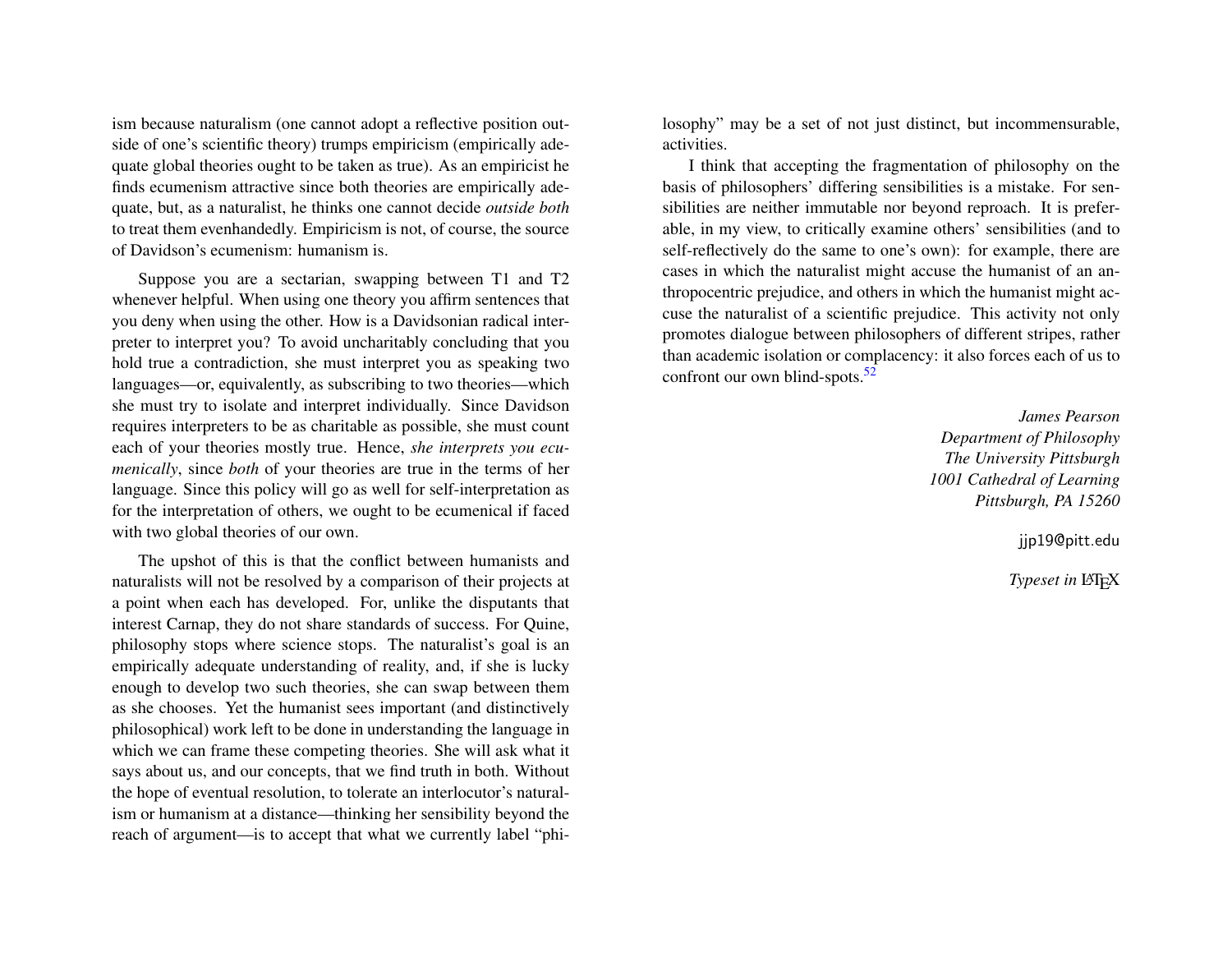ism because naturalism (one cannot adopt a reflective position outside of one's scientific theory) trumps empiricism (empirically adequate global theories ought to be taken as true). As an empiricist he finds ecumenism attractive since both theories are empirically adequate, but, as a naturalist, he thinks one cannot decide *outside both* to treat them evenhandedly. Empiricism is not, of course, the source of Davidson's ecumenism: humanism is.

Suppose you are a sectarian, swapping between T1 and T2 whenever helpful. When using one theory you affirm sentences that you deny when using the other. How is a Davidsonian radical interpreter to interpret you? To avoid uncharitably concluding that you hold true a contradiction, she must interpret you as speaking two languages—or, equivalently, as subscribing to two theories—which she must try to isolate and interpret individually. Since Davidson requires interpreters to be as charitable as possible, she must count each of your theories mostly true. Hence, *she interprets you ecumenically*, since *both* of your theories are true in the terms of her language. Since this policy will go as well for self-interpretation as for the interpretation of others, we ought to be ecumenical if faced with two global theories of our own.

The upshot of this is that the conflict between humanists and naturalists will not be resolved by a comparison of their projects at a point when each has developed. For, unlike the disputants that interest Carnap, they do not share standards of success. For Quine, philosophy stops where science stops. The naturalist's goal is an empirically adequate understanding of reality, and, if she is lucky enough to develop two such theories, she can swap between them as she chooses. Yet the humanist sees important (and distinctively philosophical) work left to be done in understanding the language in which we can frame these competing theories. She will ask what it says about us, and our concepts, that we find truth in both. Without the hope of eventual resolution, to tolerate an interlocutor's naturalism or humanism at a distance—thinking her sensibility beyond the reach of argument—is to accept that what we currently label "philosophy" may be a set of not just distinct, but incommensurable, activities.

I think that accepting the fragmentation of philosophy on the basis of philosophers' differing sensibilities is a mistake. For sensibilities are neither immutable nor beyond reproach. It is preferable, in my view, to critically examine others' sensibilities (and to self-reflectively do the same to one's own): for example, there are cases in which the naturalist might accuse the humanist of an anthropocentric prejudice, and others in which the humanist might accuse the naturalist of a scientific prejudice. This activity not only promotes dialogue between philosophers of different stripes, rather than academic isolation or complacency: it also forces each of us to confront our own blind-spots.[52]

*James Pearson*
*Department of Philosophy*
*The University Pittsburgh*
*1001 Cathedral of Learning*
*Pittsburgh, PA 15260*

jjp19@pitt.edu

*Typeset in* LaTeX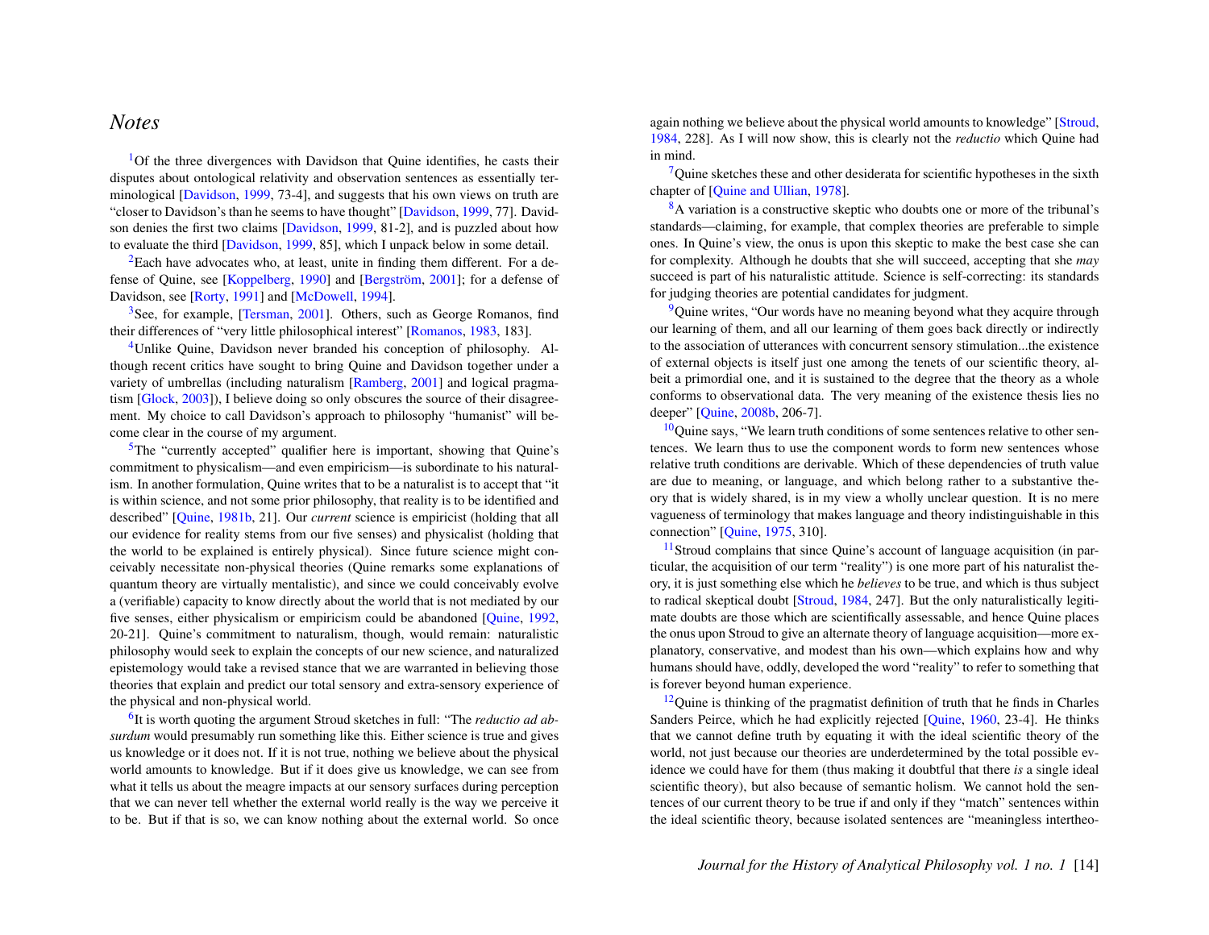## *Notes*

[1]Of the three divergences with Davidson that Quine identifies, he casts their disputes about ontological relativity and observation sentences as essentially terminological [Davidson, 1999, 73-4], and suggests that his own views on truth are "closer to Davidson's than he seems to have thought" [Davidson, 1999, 77]. Davidson denies the first two claims [Davidson, 1999, 81-2], and is puzzled about how to evaluate the third [Davidson, 1999, 85], which I unpack below in some detail.

[2]Each have advocates who, at least, unite in finding them different. For a defense of Quine, see [Koppelberg, 1990] and [Bergström, 2001]; for a defense of Davidson, see [Rorty, 1991] and [McDowell, 1994].

[3]See, for example, [Tersman, 2001]. Others, such as George Romanos, find their differences of "very little philosophical interest" [Romanos, 1983, 183].

[4]Unlike Quine, Davidson never branded his conception of philosophy. Although recent critics have sought to bring Quine and Davidson together under a variety of umbrellas (including naturalism [Ramberg, 2001] and logical pragmatism [Glock, 2003]), I believe doing so only obscures the source of their disagreement. My choice to call Davidson's approach to philosophy "humanist" will become clear in the course of my argument.

[5]The "currently accepted" qualifier here is important, showing that Quine's commitment to physicalism—and even empiricism—is subordinate to his naturalism. In another formulation, Quine writes that to be a naturalist is to accept that "it is within science, and not some prior philosophy, that reality is to be identified and described" [Quine, 1981b, 21]. Our *current* science is empiricist (holding that all our evidence for reality stems from our five senses) and physicalist (holding that the world to be explained is entirely physical). Since future science might conceivably necessitate non-physical theories (Quine remarks some explanations of quantum theory are virtually mentalistic), and since we could conceivably evolve a (verifiable) capacity to know directly about the world that is not mediated by our five senses, either physicalism or empiricism could be abandoned [Quine, 1992, 20-21]. Quine's commitment to naturalism, though, would remain: naturalistic philosophy would seek to explain the concepts of our new science, and naturalized epistemology would take a revised stance that we are warranted in believing those theories that explain and predict our total sensory and extra-sensory experience of the physical and non-physical world.

[6]It is worth quoting the argument Stroud sketches in full: "The *reductio ad absurdum* would presumably run something like this. Either science is true and gives us knowledge or it does not. If it is not true, nothing we believe about the physical world amounts to knowledge. But if it does give us knowledge, we can see from what it tells us about the meagre impacts at our sensory surfaces during perception that we can never tell whether the external world really is the way we perceive it to be. But if that is so, we can know nothing about the external world. So once again nothing we believe about the physical world amounts to knowledge" [Stroud, 1984, 228]. As I will now show, this is clearly not the *reductio* which Quine had in mind.

[7]Quine sketches these and other desiderata for scientific hypotheses in the sixth chapter of [Quine and Ullian, 1978].

[8]A variation is a constructive skeptic who doubts one or more of the tribunal's standards—claiming, for example, that complex theories are preferable to simple ones. In Quine's view, the onus is upon this skeptic to make the best case she can for complexity. Although he doubts that she will succeed, accepting that she *may* succeed is part of his naturalistic attitude. Science is self-correcting: its standards for judging theories are potential candidates for judgment.

[9]Quine writes, "Our words have no meaning beyond what they acquire through our learning of them, and all our learning of them goes back directly or indirectly to the association of utterances with concurrent sensory stimulation...the existence of external objects is itself just one among the tenets of our scientific theory, albeit a primordial one, and it is sustained to the degree that the theory as a whole conforms to observational data. The very meaning of the existence thesis lies no deeper" [Quine, 2008b, 206-7].

[10]Quine says, "We learn truth conditions of some sentences relative to other sentences. We learn thus to use the component words to form new sentences whose relative truth conditions are derivable. Which of these dependencies of truth value are due to meaning, or language, and which belong rather to a substantive theory that is widely shared, is in my view a wholly unclear question. It is no mere vagueness of terminology that makes language and theory indistinguishable in this connection" [Quine, 1975, 310].

[11]Stroud complains that since Quine's account of language acquisition (in particular, the acquisition of our term "reality") is one more part of his naturalist theory, it is just something else which he *believes* to be true, and which is thus subject to radical skeptical doubt [Stroud, 1984, 247]. But the only naturalistically legitimate doubts are those which are scientifically assessable, and hence Quine places the onus upon Stroud to give an alternate theory of language acquisition—more explanatory, conservative, and modest than his own—which explains how and why humans should have, oddly, developed the word "reality" to refer to something that is forever beyond human experience.

[12]Quine is thinking of the pragmatist definition of truth that he finds in Charles Sanders Peirce, which he had explicitly rejected [Quine, 1960, 23-4]. He thinks that we cannot define truth by equating it with the ideal scientific theory of the world, not just because our theories are underdetermined by the total possible evidence we could have for them (thus making it doubtful that there *is* a single ideal scientific theory), but also because of semantic holism. We cannot hold the sentences of our current theory to be true if and only if they "match" sentences within the ideal scientific theory, because isolated sentences are "meaningless intertheo-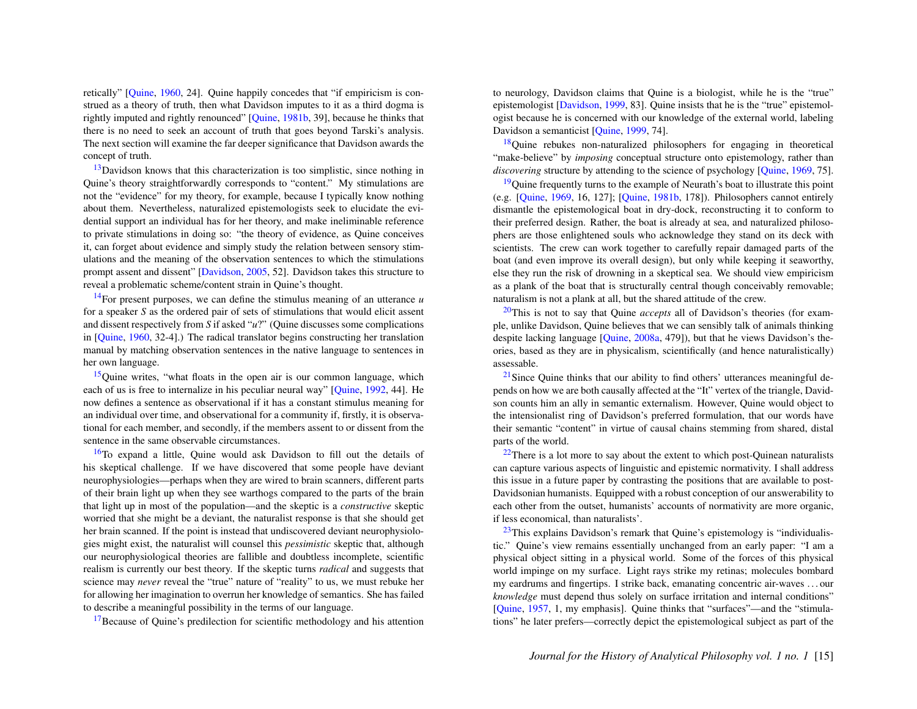retically" [Quine, 1960, 24]. Quine happily concedes that "if empiricism is construed as a theory of truth, then what Davidson imputes to it as a third dogma is rightly imputed and rightly renounced" [Quine, 1981b, 39], because he thinks that there is no need to seek an account of truth that goes beyond Tarski's analysis. The next section will examine the far deeper significance that Davidson awards the concept of truth.

[13]Davidson knows that this characterization is too simplistic, since nothing in Quine's theory straightforwardly corresponds to "content." My stimulations are not the "evidence" for my theory, for example, because I typically know nothing about them. Nevertheless, naturalized epistemologists seek to elucidate the evidential support an individual has for her theory, and make ineliminable reference to private stimulations in doing so: "the theory of evidence, as Quine conceives it, can forget about evidence and simply study the relation between sensory stimulations and the meaning of the observation sentences to which the stimulations prompt assent and dissent" [Davidson, 2005, 52]. Davidson takes this structure to reveal a problematic scheme/content strain in Quine's thought.

[14]For present purposes, we can define the stimulus meaning of an utterance $u$ for a speaker $S$ as the ordered pair of sets of stimulations that would elicit assent and dissent respectively from $S$ if asked "$u$?" (Quine discusses some complications in [Quine, 1960, 32-4].) The radical translator begins constructing her translation manual by matching observation sentences in the native language to sentences in her own language.

[15]Quine writes, "what floats in the open air is our common language, which each of us is free to internalize in his peculiar neural way" [Quine, 1992, 44]. He now defines a sentence as observational if it has a constant stimulus meaning for an individual over time, and observational for a community if, firstly, it is observational for each member, and secondly, if the members assent to or dissent from the sentence in the same observable circumstances.

[16]To expand a little, Quine would ask Davidson to fill out the details of his skeptical challenge. If we have discovered that some people have deviant neurophysiologies—perhaps when they are wired to brain scanners, different parts of their brain light up when they see warthogs compared to the parts of the brain that light up in most of the population—and the skeptic is a *constructive* skeptic worried that she might be a deviant, the naturalist response is that she should get her brain scanned. If the point is instead that undiscovered deviant neurophysiologies might exist, the naturalist will counsel this *pessimistic* skeptic that, although our neurophysiological theories are fallible and doubtless incomplete, scientific realism is currently our best theory. If the skeptic turns *radical* and suggests that science may *never* reveal the "true" nature of "reality" to us, we must rebuke her for allowing her imagination to overrun her knowledge of semantics. She has failed to describe a meaningful possibility in the terms of our language.

[17]Because of Quine's predilection for scientific methodology and his attention to neurology, Davidson claims that Quine is a biologist, while he is the "true" epistemologist [Davidson, 1999, 83]. Quine insists that he is the "true" epistemologist because he is concerned with our knowledge of the external world, labeling Davidson a semanticist [Quine, 1999, 74].

[18]Quine rebukes non-naturalized philosophers for engaging in theoretical "make-believe" by *imposing* conceptual structure onto epistemology, rather than *discovering* structure by attending to the science of psychology [Quine, 1969, 75].

[19]Quine frequently turns to the example of Neurath's boat to illustrate this point (e.g. [Quine, 1969, 16, 127]; [Quine, 1981b, 178]). Philosophers cannot entirely dismantle the epistemological boat in dry-dock, reconstructing it to conform to their preferred design. Rather, the boat is already at sea, and naturalized philosophers are those enlightened souls who acknowledge they stand on its deck with scientists. The crew can work together to carefully repair damaged parts of the boat (and even improve its overall design), but only while keeping it seaworthy, else they run the risk of drowning in a skeptical sea. We should view empiricism as a plank of the boat that is structurally central though conceivably removable; naturalism is not a plank at all, but the shared attitude of the crew.

[20]This is not to say that Quine *accepts* all of Davidson's theories (for example, unlike Davidson, Quine believes that we can sensibly talk of animals thinking despite lacking language [Quine, 2008a, 479]), but that he views Davidson's theories, based as they are in physicalism, scientifically (and hence naturalistically) assessable.

[21]Since Quine thinks that our ability to find others' utterances meaningful depends on how we are both causally affected at the "It" vertex of the triangle, Davidson counts him an ally in semantic externalism. However, Quine would object to the intensionalist ring of Davidson's preferred formulation, that our words have their semantic "content" in virtue of causal chains stemming from shared, distal parts of the world.

[22]There is a lot more to say about the extent to which post-Quinean naturalists can capture various aspects of linguistic and epistemic normativity. I shall address this issue in a future paper by contrasting the positions that are available to post-Davidsonian humanists. Equipped with a robust conception of our answerability to each other from the outset, humanists' accounts of normativity are more organic, if less economical, than naturalists'.

[23]This explains Davidson's remark that Quine's epistemology is "individualistic." Quine's view remains essentially unchanged from an early paper: "I am a physical object sitting in a physical world. Some of the forces of this physical world impinge on my surface. Light rays strike my retinas; molecules bombard my eardrums and fingertips. I strike back, emanating concentric air-waves . . . our *knowledge* must depend thus solely on surface irritation and internal conditions" [Quine, 1957, 1, my emphasis]. Quine thinks that "surfaces"—and the "stimulations" he later prefers—correctly depict the epistemological subject as part of the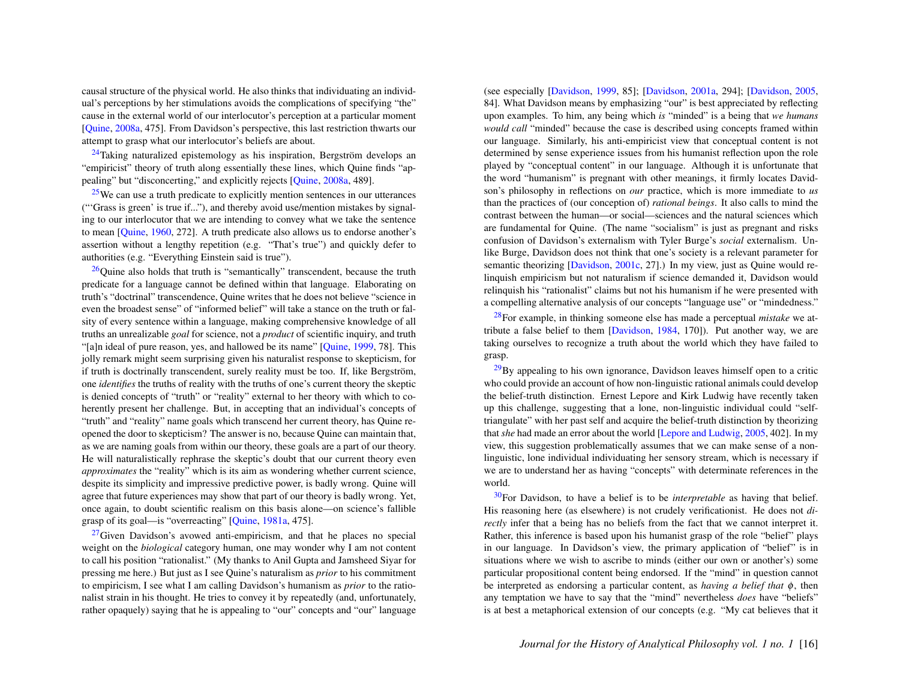causal structure of the physical world. He also thinks that individuating an individual's perceptions by her stimulations avoids the complications of specifying "the" cause in the external world of our interlocutor's perception at a particular moment [Quine, 2008a, 475]. From Davidson's perspective, this last restriction thwarts our attempt to grasp what our interlocutor's beliefs are about.

[24]Taking naturalized epistemology as his inspiration, Bergström develops an "empiricist" theory of truth along essentially these lines, which Quine finds "appealing" but "disconcerting," and explicitly rejects [Quine, 2008a, 489].

[25]We can use a truth predicate to explicitly mention sentences in our utterances ("'Grass is green' is true if..."), and thereby avoid use/mention mistakes by signaling to our interlocutor that we are intending to convey what we take the sentence to mean [Quine, 1960, 272]. A truth predicate also allows us to endorse another's assertion without a lengthy repetition (e.g. "That's true") and quickly defer to authorities (e.g. "Everything Einstein said is true").

[26]Quine also holds that truth is "semantically" transcendent, because the truth predicate for a language cannot be defined within that language. Elaborating on truth's "doctrinal" transcendence, Quine writes that he does not believe "science in even the broadest sense" of "informed belief" will take a stance on the truth or falsity of every sentence within a language, making comprehensive knowledge of all truths an unrealizable *goal* for science, not a *product* of scientific inquiry, and truth "[a]n ideal of pure reason, yes, and hallowed be its name" [Quine, 1999, 78]. This jolly remark might seem surprising given his naturalist response to skepticism, for if truth is doctrinally transcendent, surely reality must be too. If, like Bergström, one *identifies* the truths of reality with the truths of one's current theory the skeptic is denied concepts of "truth" or "reality" external to her theory with which to coherently present her challenge. But, in accepting that an individual's concepts of "truth" and "reality" name goals which transcend her current theory, has Quine reopened the door to skepticism? The answer is no, because Quine can maintain that, as we are naming goals from within our theory, these goals are a part of our theory. He will naturalistically rephrase the skeptic's doubt that our current theory even *approximates* the "reality" which is its aim as wondering whether current science, despite its simplicity and impressive predictive power, is badly wrong. Quine will agree that future experiences may show that part of our theory is badly wrong. Yet, once again, to doubt scientific realism on this basis alone—on science's fallible grasp of its goal—is "overreacting" [Quine, 1981a, 475].

[27]Given Davidson's avowed anti-empiricism, and that he places no special weight on the *biological* category human, one may wonder why I am not content to call his position "rationalist." (My thanks to Anil Gupta and Jamsheed Siyar for pressing me here.) But just as I see Quine's naturalism as *prior* to his commitment to empiricism, I see what I am calling Davidson's humanism as *prior* to the rationalist strain in his thought. He tries to convey it by repeatedly (and, unfortunately, rather opaquely) saying that he is appealing to "our" concepts and "our" language (see especially [Davidson, 1999, 85]; [Davidson, 2001a, 294]; [Davidson, 2005, 84]. What Davidson means by emphasizing "our" is best appreciated by reflecting upon examples. To him, any being which *is* "minded" is a being that *we humans would call* "minded" because the case is described using concepts framed within our language. Similarly, his anti-empiricist view that conceptual content is not determined by sense experience issues from his humanist reflection upon the role played by "conceptual content" in our language. Although it is unfortunate that the word "humanism" is pregnant with other meanings, it firmly locates Davidson's philosophy in reflections on *our* practice, which is more immediate to *us* than the practices of (our conception of) *rational beings*. It also calls to mind the contrast between the human—or social—sciences and the natural sciences which are fundamental for Quine. (The name "socialism" is just as pregnant and risks confusion of Davidson's externalism with Tyler Burge's *social* externalism. Unlike Burge, Davidson does not think that one's society is a relevant parameter for semantic theorizing [Davidson, 2001c, 27].) In my view, just as Quine would relinquish empiricism but not naturalism if science demanded it, Davidson would relinquish his "rationalist" claims but not his humanism if he were presented with a compelling alternative analysis of our concepts "language use" or "mindedness."

[28]For example, in thinking someone else has made a perceptual *mistake* we attribute a false belief to them [Davidson, 1984, 170]). Put another way, we are taking ourselves to recognize a truth about the world which they have failed to grasp.

[29]By appealing to his own ignorance, Davidson leaves himself open to a critic who could provide an account of how non-linguistic rational animals could develop the belief-truth distinction. Ernest Lepore and Kirk Ludwig have recently taken up this challenge, suggesting that a lone, non-linguistic individual could "self-triangulate" with her past self and acquire the belief-truth distinction by theorizing that *she* had made an error about the world [Lepore and Ludwig, 2005, 402]. In my view, this suggestion problematically assumes that we can make sense of a non-linguistic, lone individual individuating her sensory stream, which is necessary if we are to understand her as having "concepts" with determinate references in the world.

[30]For Davidson, to have a belief is to be *interpretable* as having that belief. His reasoning here (as elsewhere) is not crudely verificationist. He does not *directly* infer that a being has no beliefs from the fact that we cannot interpret it. Rather, this inference is based upon his humanist grasp of the role "belief" plays in our language. In Davidson's view, the primary application of "belief" is in situations where we wish to ascribe to minds (either our own or another's) some particular propositional content being endorsed. If the "mind" in question cannot be interpreted as endorsing a particular content, as *having a belief that* $\phi$, then any temptation we have to say that the "mind" nevertheless *does* have "beliefs" is at best a metaphorical extension of our concepts (e.g. "My cat believes that it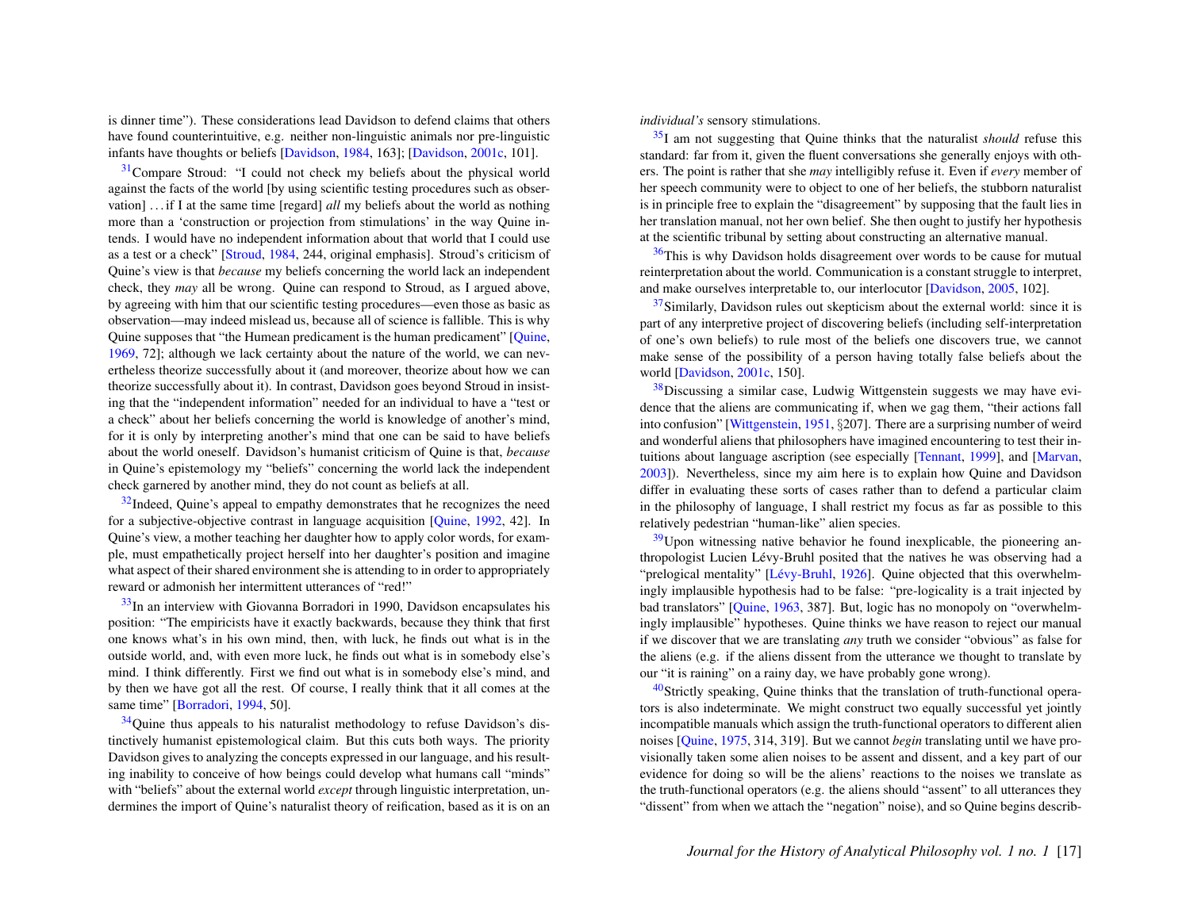is dinner time"). These considerations lead Davidson to defend claims that others have found counterintuitive, e.g. neither non-linguistic animals nor pre-linguistic infants have thoughts or beliefs [Davidson, 1984, 163]; [Davidson, 2001c, 101].

[31]Compare Stroud: "I could not check my beliefs about the physical world against the facts of the world [by using scientific testing procedures such as observation] . . . if I at the same time [regard] *all* my beliefs about the world as nothing more than a 'construction or projection from stimulations' in the way Quine intends. I would have no independent information about that world that I could use as a test or a check" [Stroud, 1984, 244, original emphasis]. Stroud's criticism of Quine's view is that *because* my beliefs concerning the world lack an independent check, they *may* all be wrong. Quine can respond to Stroud, as I argued above, by agreeing with him that our scientific testing procedures—even those as basic as observation—may indeed mislead us, because all of science is fallible. This is why Quine supposes that "the Humean predicament is the human predicament" [Quine, 1969, 72]; although we lack certainty about the nature of the world, we can nevertheless theorize successfully about it (and moreover, theorize about how we can theorize successfully about it). In contrast, Davidson goes beyond Stroud in insisting that the "independent information" needed for an individual to have a "test or a check" about her beliefs concerning the world is knowledge of another's mind, for it is only by interpreting another's mind that one can be said to have beliefs about the world oneself. Davidson's humanist criticism of Quine is that, *because* in Quine's epistemology my "beliefs" concerning the world lack the independent check garnered by another mind, they do not count as beliefs at all.

[32]Indeed, Quine's appeal to empathy demonstrates that he recognizes the need for a subjective-objective contrast in language acquisition [Quine, 1992, 42]. In Quine's view, a mother teaching her daughter how to apply color words, for example, must empathetically project herself into her daughter's position and imagine what aspect of their shared environment she is attending to in order to appropriately reward or admonish her intermittent utterances of "red!"

[33]In an interview with Giovanna Borradori in 1990, Davidson encapsulates his position: "The empiricists have it exactly backwards, because they think that first one knows what's in his own mind, then, with luck, he finds out what is in the outside world, and, with even more luck, he finds out what is in somebody else's mind. I think differently. First we find out what is in somebody else's mind, and by then we have got all the rest. Of course, I really think that it all comes at the same time" [Borradori, 1994, 50].

[34]Quine thus appeals to his naturalist methodology to refuse Davidson's distinctively humanist epistemological claim. But this cuts both ways. The priority Davidson gives to analyzing the concepts expressed in our language, and his resulting inability to conceive of how beings could develop what humans call "minds" with "beliefs" about the external world *except* through linguistic interpretation, undermines the import of Quine's naturalist theory of reification, based as it is on an *individual's* sensory stimulations.

[35]I am not suggesting that Quine thinks that the naturalist *should* refuse this standard: far from it, given the fluent conversations she generally enjoys with others. The point is rather that she *may* intelligibly refuse it. Even if *every* member of her speech community were to object to one of her beliefs, the stubborn naturalist is in principle free to explain the "disagreement" by supposing that the fault lies in her translation manual, not her own belief. She then ought to justify her hypothesis at the scientific tribunal by setting about constructing an alternative manual.

[36]This is why Davidson holds disagreement over words to be cause for mutual reinterpretation about the world. Communication is a constant struggle to interpret, and make ourselves interpretable to, our interlocutor [Davidson, 2005, 102].

[37]Similarly, Davidson rules out skepticism about the external world: since it is part of any interpretive project of discovering beliefs (including self-interpretation of one's own beliefs) to rule most of the beliefs one discovers true, we cannot make sense of the possibility of a person having totally false beliefs about the world [Davidson, 2001c, 150].

[38]Discussing a similar case, Ludwig Wittgenstein suggests we may have evidence that the aliens are communicating if, when we gag them, "their actions fall into confusion" [Wittgenstein, 1951, §207]. There are a surprising number of weird and wonderful aliens that philosophers have imagined encountering to test their intuitions about language ascription (see especially [Tennant, 1999], and [Marvan, 2003]). Nevertheless, since my aim here is to explain how Quine and Davidson differ in evaluating these sorts of cases rather than to defend a particular claim in the philosophy of language, I shall restrict my focus as far as possible to this relatively pedestrian "human-like" alien species.

[39]Upon witnessing native behavior he found inexplicable, the pioneering anthropologist Lucien Lévy-Bruhl posited that the natives he was observing had a "prelogical mentality" [Lévy-Bruhl, 1926]. Quine objected that this overwhelmingly implausible hypothesis had to be false: "pre-logicality is a trait injected by bad translators" [Quine, 1963, 387]. But, logic has no monopoly on "overwhelmingly implausible" hypotheses. Quine thinks we have reason to reject our manual if we discover that we are translating *any* truth we consider "obvious" as false for the aliens (e.g. if the aliens dissent from the utterance we thought to translate by our "it is raining" on a rainy day, we have probably gone wrong).

[40]Strictly speaking, Quine thinks that the translation of truth-functional operators is also indeterminate. We might construct two equally successful yet jointly incompatible manuals which assign the truth-functional operators to different alien noises [Quine, 1975, 314, 319]. But we cannot *begin* translating until we have provisionally taken some alien noises to be assent and dissent, and a key part of our evidence for doing so will be the aliens' reactions to the noises we translate as the truth-functional operators (e.g. the aliens should "assent" to all utterances they "dissent" from when we attach the "negation" noise), and so Quine begins describ-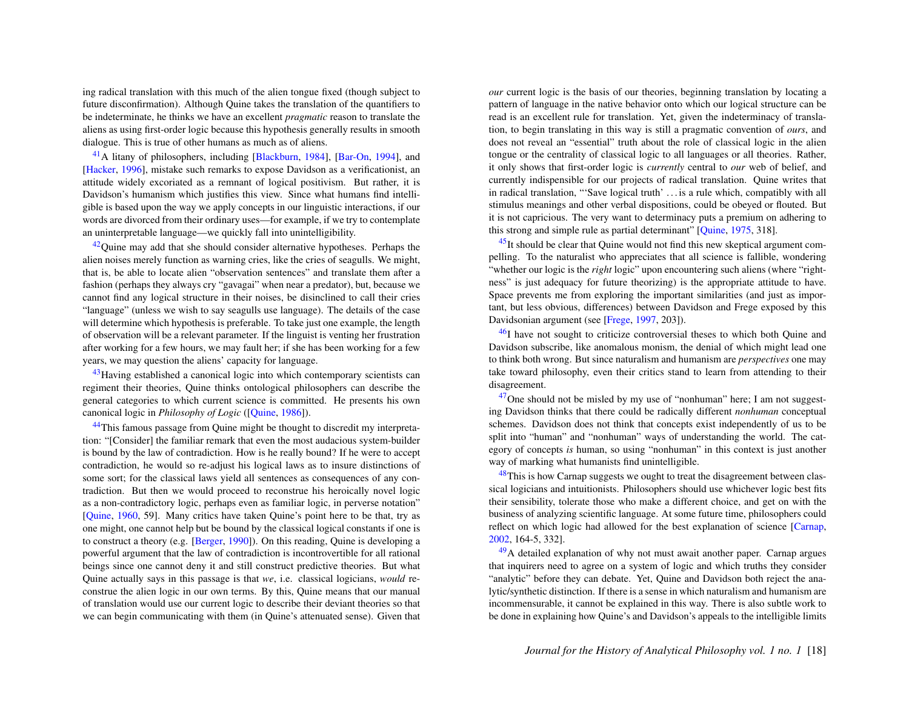ing radical translation with this much of the alien tongue fixed (though subject to future disconfirmation). Although Quine takes the translation of the quantifiers to be indeterminate, he thinks we have an excellent *pragmatic* reason to translate the aliens as using first-order logic because this hypothesis generally results in smooth dialogue. This is true of other humans as much as of aliens.

[41]A litany of philosophers, including [Blackburn, 1984], [Bar-On, 1994], and [Hacker, 1996], mistake such remarks to expose Davidson as a verificationist, an attitude widely excoriated as a remnant of logical positivism. But rather, it is Davidson's humanism which justifies this view. Since what humans find intelligible is based upon the way we apply concepts in our linguistic interactions, if our words are divorced from their ordinary uses—for example, if we try to contemplate an uninterpretable language—we quickly fall into unintelligibility.

[42]Quine may add that she should consider alternative hypotheses. Perhaps the alien noises merely function as warning cries, like the cries of seagulls. We might, that is, be able to locate alien "observation sentences" and translate them after a fashion (perhaps they always cry "gavagai" when near a predator), but, because we cannot find any logical structure in their noises, be disinclined to call their cries "language" (unless we wish to say seagulls use language). The details of the case will determine which hypothesis is preferable. To take just one example, the length of observation will be a relevant parameter. If the linguist is venting her frustration after working for a few hours, we may fault her; if she has been working for a few years, we may question the aliens' capacity for language.

[43]Having established a canonical logic into which contemporary scientists can regiment their theories, Quine thinks ontological philosophers can describe the general categories to which current science is committed. He presents his own canonical logic in *Philosophy of Logic* ([Quine, 1986]).

[44]This famous passage from Quine might be thought to discredit my interpretation: "[Consider] the familiar remark that even the most audacious system-builder is bound by the law of contradiction. How is he really bound? If he were to accept contradiction, he would so re-adjust his logical laws as to insure distinctions of some sort; for the classical laws yield all sentences as consequences of any contradiction. But then we would proceed to reconstrue his heroically novel logic as a non-contradictory logic, perhaps even as familiar logic, in perverse notation" [Quine, 1960, 59]. Many critics have taken Quine's point here to be that, try as one might, one cannot help but be bound by the classical logical constants if one is to construct a theory (e.g. [Berger, 1990]). On this reading, Quine is developing a powerful argument that the law of contradiction is incontrovertible for all rational beings since one cannot deny it and still construct predictive theories. But what Quine actually says in this passage is that *we*, i.e. classical logicians, *would* reconstrue the alien logic in our own terms. By this, Quine means that our manual of translation would use our current logic to describe their deviant theories so that we can begin communicating with them (in Quine's attenuated sense). Given that *our* current logic is the basis of our theories, beginning translation by locating a pattern of language in the native behavior onto which our logical structure can be read is an excellent rule for translation. Yet, given the indeterminacy of translation, to begin translating in this way is still a pragmatic convention of *ours*, and does not reveal an "essential" truth about the role of classical logic in the alien tongue or the centrality of classical logic to all languages or all theories. Rather, it only shows that first-order logic is *currently* central to *our* web of belief, and currently indispensible for our projects of radical translation. Quine writes that in radical translation, "'Save logical truth' . . . is a rule which, compatibly with all stimulus meanings and other verbal dispositions, could be obeyed or flouted. But it is not capricious. The very want to determinacy puts a premium on adhering to this strong and simple rule as partial determinant" [Quine, 1975, 318].

[45]It should be clear that Quine would not find this new skeptical argument compelling. To the naturalist who appreciates that all science is fallible, wondering "whether our logic is the *right* logic" upon encountering such aliens (where "rightness" is just adequacy for future theorizing) is the appropriate attitude to have. Space prevents me from exploring the important similarities (and just as important, but less obvious, differences) between Davidson and Frege exposed by this Davidsonian argument (see [Frege, 1997, 203]).

[46]I have not sought to criticize controversial theses to which both Quine and Davidson subscribe, like anomalous monism, the denial of which might lead one to think both wrong. But since naturalism and humanism are *perspectives* one may take toward philosophy, even their critics stand to learn from attending to their disagreement.

[47]One should not be misled by my use of "nonhuman" here; I am not suggesting Davidson thinks that there could be radically different *nonhuman* conceptual schemes. Davidson does not think that concepts exist independently of us to be split into "human" and "nonhuman" ways of understanding the world. The category of concepts *is* human, so using "nonhuman" in this context is just another way of marking what humanists find unintelligible.

[48]This is how Carnap suggests we ought to treat the disagreement between classical logicians and intuitionists. Philosophers should use whichever logic best fits their sensibility, tolerate those who make a different choice, and get on with the business of analyzing scientific language. At some future time, philosophers could reflect on which logic had allowed for the best explanation of science [Carnap, 2002, 164-5, 332].

[49]A detailed explanation of why not must await another paper. Carnap argues that inquirers need to agree on a system of logic and which truths they consider "analytic" before they can debate. Yet, Quine and Davidson both reject the analytic/synthetic distinction. If there is a sense in which naturalism and humanism are incommensurable, it cannot be explained in this way. There is also subtle work to be done in explaining how Quine's and Davidson's appeals to the intelligible limits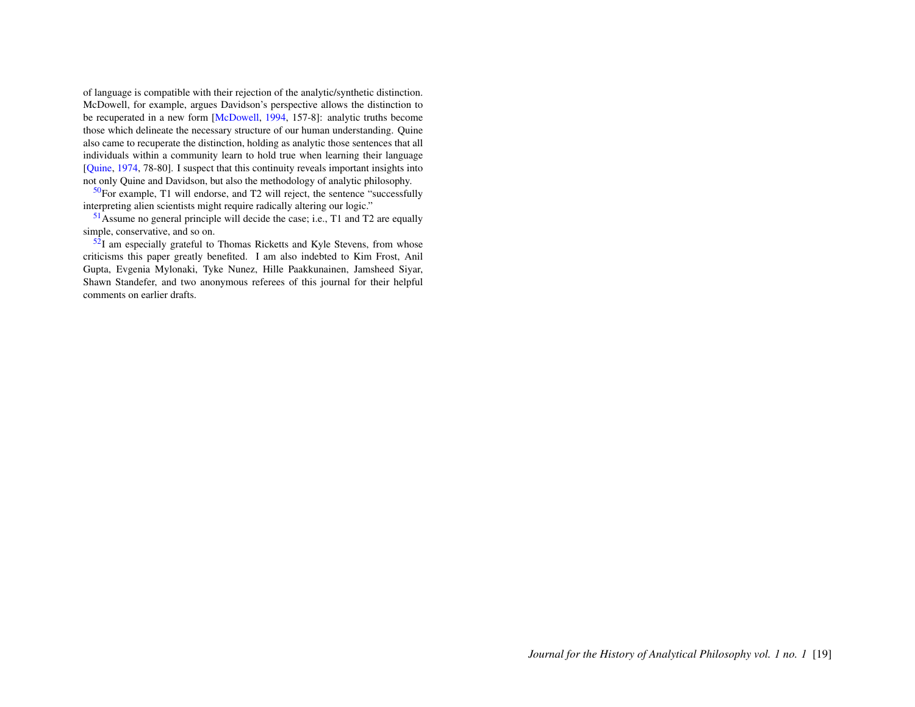of language is compatible with their rejection of the analytic/synthetic distinction. McDowell, for example, argues Davidson's perspective allows the distinction to be recuperated in a new form [McDowell, 1994, 157-8]: analytic truths become those which delineate the necessary structure of our human understanding. Quine also came to recuperate the distinction, holding as analytic those sentences that all individuals within a community learn to hold true when learning their language [Quine, 1974, 78-80]. I suspect that this continuity reveals important insights into not only Quine and Davidson, but also the methodology of analytic philosophy.

[50] For example, T1 will endorse, and T2 will reject, the sentence "successfully interpreting alien scientists might require radically altering our logic."

[51] Assume no general principle will decide the case; i.e., T1 and T2 are equally simple, conservative, and so on.

[52] I am especially grateful to Thomas Ricketts and Kyle Stevens, from whose criticisms this paper greatly benefited. I am also indebted to Kim Frost, Anil Gupta, Evgenia Mylonaki, Tyke Nunez, Hille Paakkunainen, Jamsheed Siyar, Shawn Standefer, and two anonymous referees of this journal for their helpful comments on earlier drafts.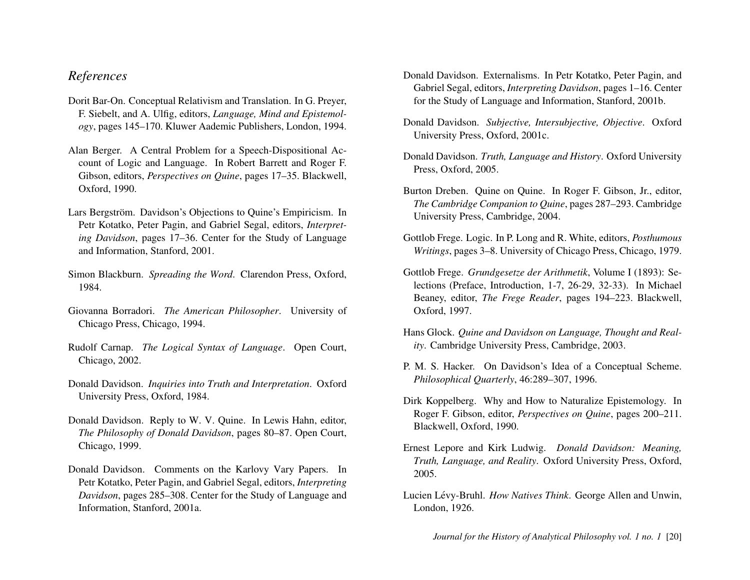## *References*

Dorit Bar-On. Conceptual Relativism and Translation. In G. Preyer, F. Siebelt, and A. Ulfig, editors, *Language, Mind and Epistemology*, pages 145–170. Kluwer Aademic Publishers, London, 1994.

Alan Berger. A Central Problem for a Speech-Dispositional Account of Logic and Language. In Robert Barrett and Roger F. Gibson, editors, *Perspectives on Quine*, pages 17–35. Blackwell, Oxford, 1990.

Lars Bergström. Davidson's Objections to Quine's Empiricism. In Petr Kotatko, Peter Pagin, and Gabriel Segal, editors, *Interpreting Davidson*, pages 17–36. Center for the Study of Language and Information, Stanford, 2001.

Simon Blackburn. *Spreading the Word*. Clarendon Press, Oxford, 1984.

Giovanna Borradori. *The American Philosopher*. University of Chicago Press, Chicago, 1994.

Rudolf Carnap. *The Logical Syntax of Language*. Open Court, Chicago, 2002.

Donald Davidson. *Inquiries into Truth and Interpretation*. Oxford University Press, Oxford, 1984.

Donald Davidson. Reply to W. V. Quine. In Lewis Hahn, editor, *The Philosophy of Donald Davidson*, pages 80–87. Open Court, Chicago, 1999.

Donald Davidson. Comments on the Karlovy Vary Papers. In Petr Kotatko, Peter Pagin, and Gabriel Segal, editors, *Interpreting Davidson*, pages 285–308. Center for the Study of Language and Information, Stanford, 2001a.

Donald Davidson. Externalisms. In Petr Kotatko, Peter Pagin, and Gabriel Segal, editors, *Interpreting Davidson*, pages 1–16. Center for the Study of Language and Information, Stanford, 2001b.

Donald Davidson. *Subjective, Intersubjective, Objective*. Oxford University Press, Oxford, 2001c.

Donald Davidson. *Truth, Language and History*. Oxford University Press, Oxford, 2005.

Burton Dreben. Quine on Quine. In Roger F. Gibson, Jr., editor, *The Cambridge Companion to Quine*, pages 287–293. Cambridge University Press, Cambridge, 2004.

Gottlob Frege. Logic. In P. Long and R. White, editors, *Posthumous Writings*, pages 3–8. University of Chicago Press, Chicago, 1979.

Gottlob Frege. *Grundgesetze der Arithmetik*, Volume I (1893): Selections (Preface, Introduction, 1-7, 26-29, 32-33). In Michael Beaney, editor, *The Frege Reader*, pages 194–223. Blackwell, Oxford, 1997.

Hans Glock. *Quine and Davidson on Language, Thought and Reality*. Cambridge University Press, Cambridge, 2003.

P. M. S. Hacker. On Davidson's Idea of a Conceptual Scheme. *Philosophical Quarterly*, 46:289–307, 1996.

Dirk Koppelberg. Why and How to Naturalize Epistemology. In Roger F. Gibson, editor, *Perspectives on Quine*, pages 200–211. Blackwell, Oxford, 1990.

Ernest Lepore and Kirk Ludwig. *Donald Davidson: Meaning, Truth, Language, and Reality*. Oxford University Press, Oxford, 2005.

Lucien Lévy-Bruhl. *How Natives Think*. George Allen and Unwin, London, 1926.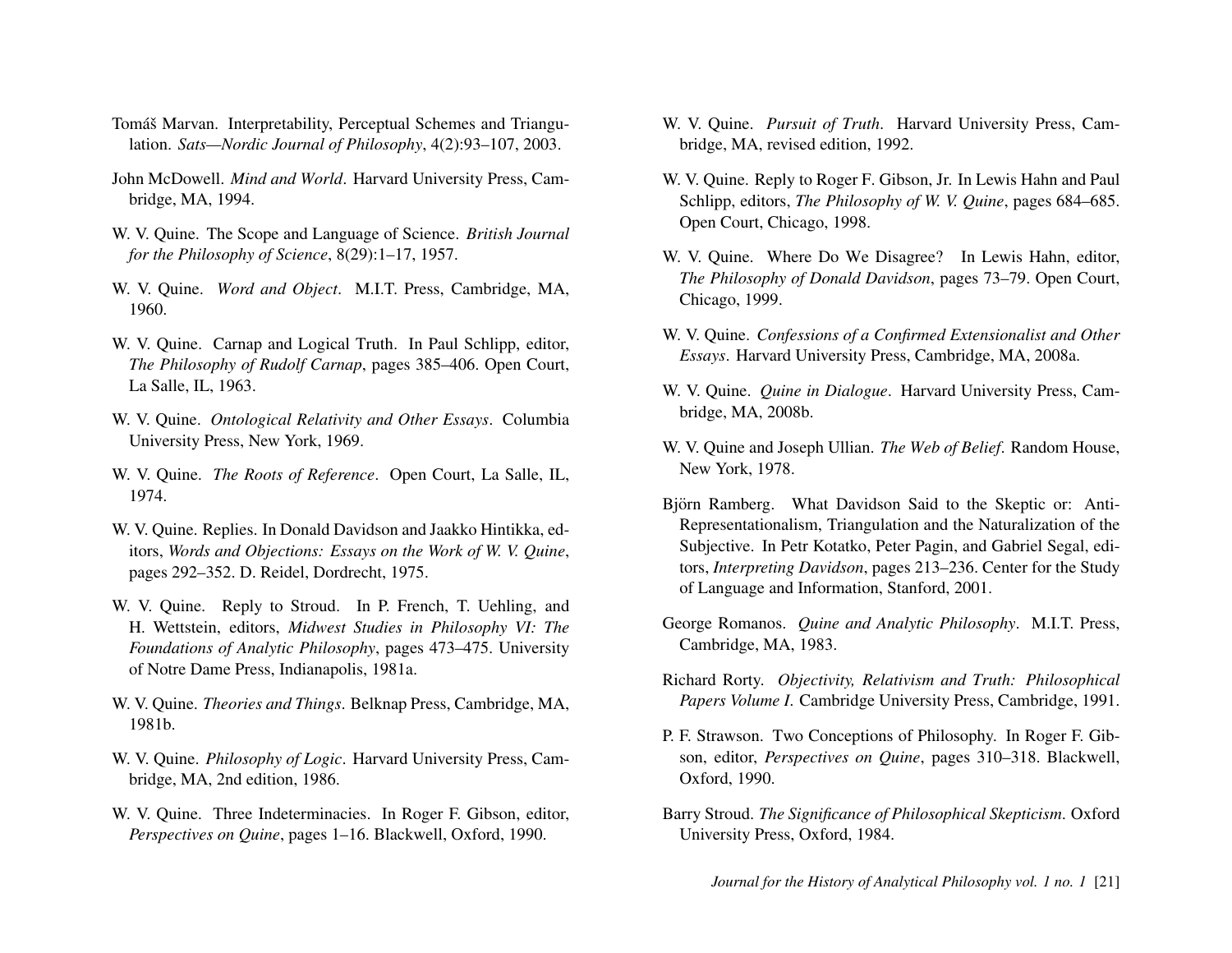Tomáš Marvan. Interpretability, Perceptual Schemes and Triangulation. *Sats—Nordic Journal of Philosophy*, 4(2):93–107, 2003.

John McDowell. *Mind and World*. Harvard University Press, Cambridge, MA, 1994.

W. V. Quine. The Scope and Language of Science. *British Journal for the Philosophy of Science*, 8(29):1–17, 1957.

W. V. Quine. *Word and Object*. M.I.T. Press, Cambridge, MA, 1960.

W. V. Quine. Carnap and Logical Truth. In Paul Schlipp, editor, *The Philosophy of Rudolf Carnap*, pages 385–406. Open Court, La Salle, IL, 1963.

W. V. Quine. *Ontological Relativity and Other Essays*. Columbia University Press, New York, 1969.

W. V. Quine. *The Roots of Reference*. Open Court, La Salle, IL, 1974.

W. V. Quine. Replies. In Donald Davidson and Jaakko Hintikka, editors, *Words and Objections: Essays on the Work of W. V. Quine*, pages 292–352. D. Reidel, Dordrecht, 1975.

W. V. Quine. Reply to Stroud. In P. French, T. Uehling, and H. Wettstein, editors, *Midwest Studies in Philosophy VI: The Foundations of Analytic Philosophy*, pages 473–475. University of Notre Dame Press, Indianapolis, 1981a.

W. V. Quine. *Theories and Things*. Belknap Press, Cambridge, MA, 1981b.

W. V. Quine. *Philosophy of Logic*. Harvard University Press, Cambridge, MA, 2nd edition, 1986.

W. V. Quine. Three Indeterminacies. In Roger F. Gibson, editor, *Perspectives on Quine*, pages 1–16. Blackwell, Oxford, 1990.

W. V. Quine. *Pursuit of Truth*. Harvard University Press, Cambridge, MA, revised edition, 1992.

W. V. Quine. Reply to Roger F. Gibson, Jr. In Lewis Hahn and Paul Schlipp, editors, *The Philosophy of W. V. Quine*, pages 684–685. Open Court, Chicago, 1998.

W. V. Quine. Where Do We Disagree? In Lewis Hahn, editor, *The Philosophy of Donald Davidson*, pages 73–79. Open Court, Chicago, 1999.

W. V. Quine. *Confessions of a Confirmed Extensionalist and Other Essays*. Harvard University Press, Cambridge, MA, 2008a.

W. V. Quine. *Quine in Dialogue*. Harvard University Press, Cambridge, MA, 2008b.

W. V. Quine and Joseph Ullian. *The Web of Belief*. Random House, New York, 1978.

Björn Ramberg. What Davidson Said to the Skeptic or: Anti-Representationalism, Triangulation and the Naturalization of the Subjective. In Petr Kotatko, Peter Pagin, and Gabriel Segal, editors, *Interpreting Davidson*, pages 213–236. Center for the Study of Language and Information, Stanford, 2001.

George Romanos. *Quine and Analytic Philosophy*. M.I.T. Press, Cambridge, MA, 1983.

Richard Rorty. *Objectivity, Relativism and Truth: Philosophical Papers Volume I*. Cambridge University Press, Cambridge, 1991.

P. F. Strawson. Two Conceptions of Philosophy. In Roger F. Gibson, editor, *Perspectives on Quine*, pages 310–318. Blackwell, Oxford, 1990.

Barry Stroud. *The Significance of Philosophical Skepticism*. Oxford University Press, Oxford, 1984.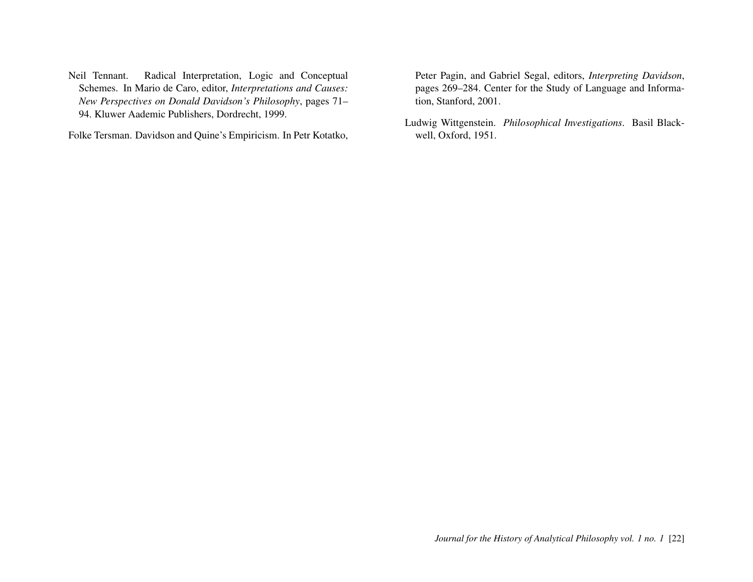Neil Tennant. Radical Interpretation, Logic and Conceptual Schemes. In Mario de Caro, editor, *Interpretations and Causes: New Perspectives on Donald Davidson's Philosophy*, pages 71–94. Kluwer Aademic Publishers, Dordrecht, 1999.

Folke Tersman. Davidson and Quine's Empiricism. In Petr Kotatko, Peter Pagin, and Gabriel Segal, editors, *Interpreting Davidson*, pages 269–284. Center for the Study of Language and Information, Stanford, 2001.

Ludwig Wittgenstein. *Philosophical Investigations*. Basil Blackwell, Oxford, 1951.